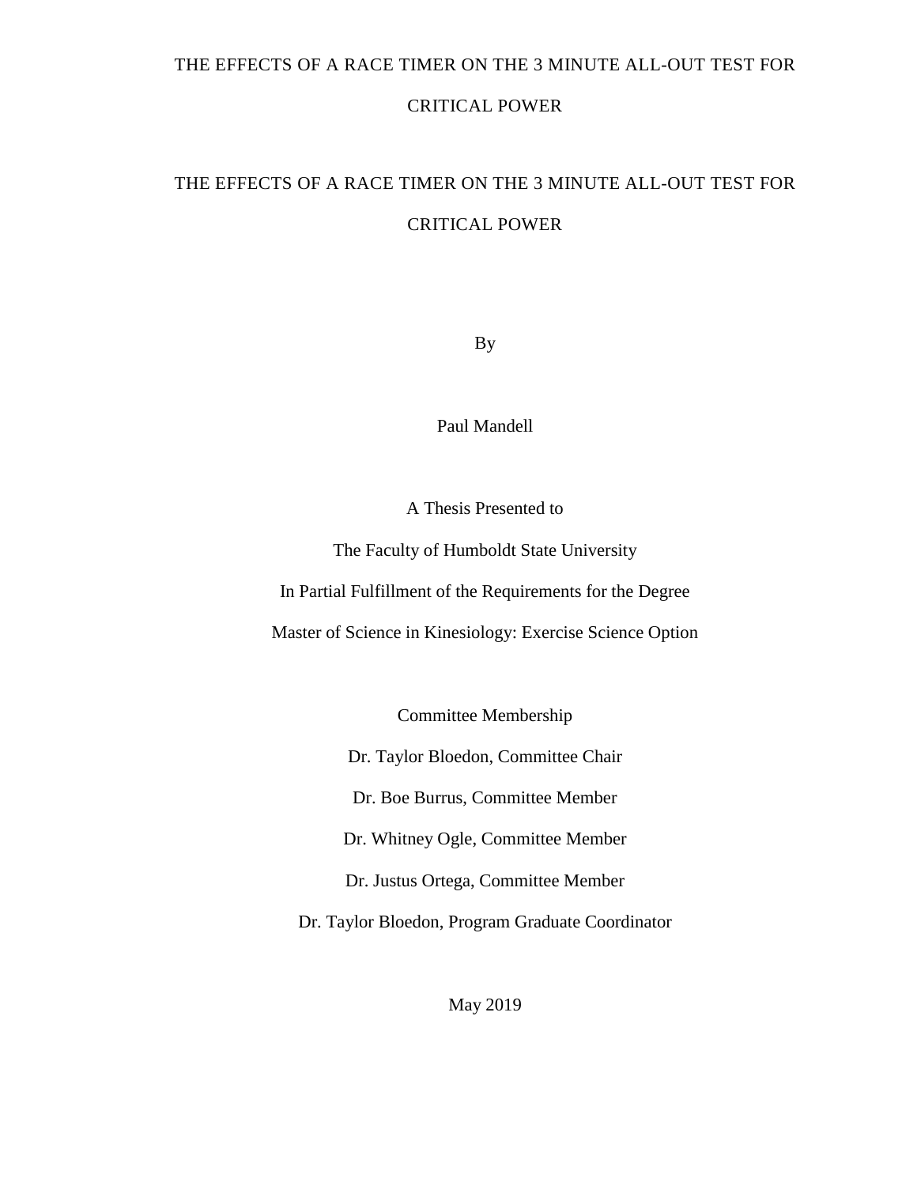THE EFFECTS OF A RACE TIMER ON THE 3 MINUTE ALL-OUT TEST FOR CRITICAL POWER

# THE EFFECTS OF A RACE TIMER ON THE 3 MINUTE ALL-OUT TEST FOR CRITICAL POWER

By

Paul Mandell

A Thesis Presented to

The Faculty of Humboldt State University

In Partial Fulfillment of the Requirements for the Degree

Master of Science in Kinesiology: Exercise Science Option

Committee Membership

Dr. Taylor Bloedon, Committee Chair

Dr. Boe Burrus, Committee Member

Dr. Whitney Ogle, Committee Member

Dr. Justus Ortega, Committee Member

Dr. Taylor Bloedon, Program Graduate Coordinator

May 2019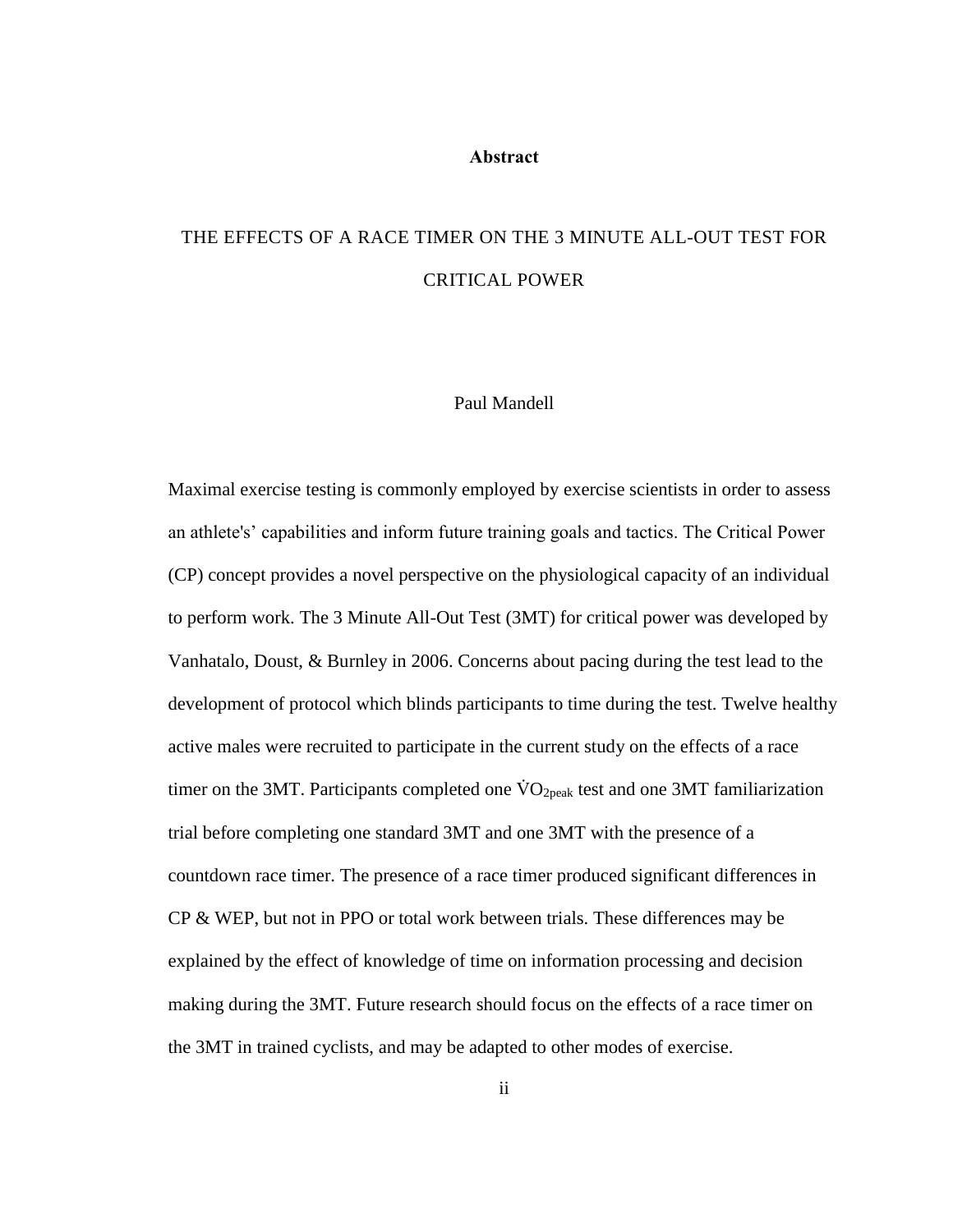# Abstract

THE EFFECTS OF A RACE TIMER ON THE 3 MINUTE ALL-OUT TEST FOR CRITICAL POWER

Paul Mandell

Maximal exercise testing is commonly employed by exercise scientists in order to assess an athlete's' capabilities and inform future training goals and tactics. The Critical Power (CP) concept provides a novel perspective on the physiological capacity of an individual to perform work. The 3 Minute All-Out Test (3MT) for critical power was developed by Vanhatalo, Doust, & Burnley in 2006. Concerns about pacing during the test lead to the development of protocol which blinds participants to time during the test. Twelve healthy active males were recruited to participate in the current study on the effects of a race timer on the 3MT. Participants completed one $\dot{V}O_{2peak}$ test and one 3MT familiarization trial before completing one standard 3MT and one 3MT with the presence of a countdown race timer. The presence of a race timer produced significant differences in CP & WEP, but not in PPO or total work between trials. These differences may be explained by the effect of knowledge of time on information processing and decision making during the 3MT. Future research should focus on the effects of a race timer on the 3MT in trained cyclists, and may be adapted to other modes of exercise.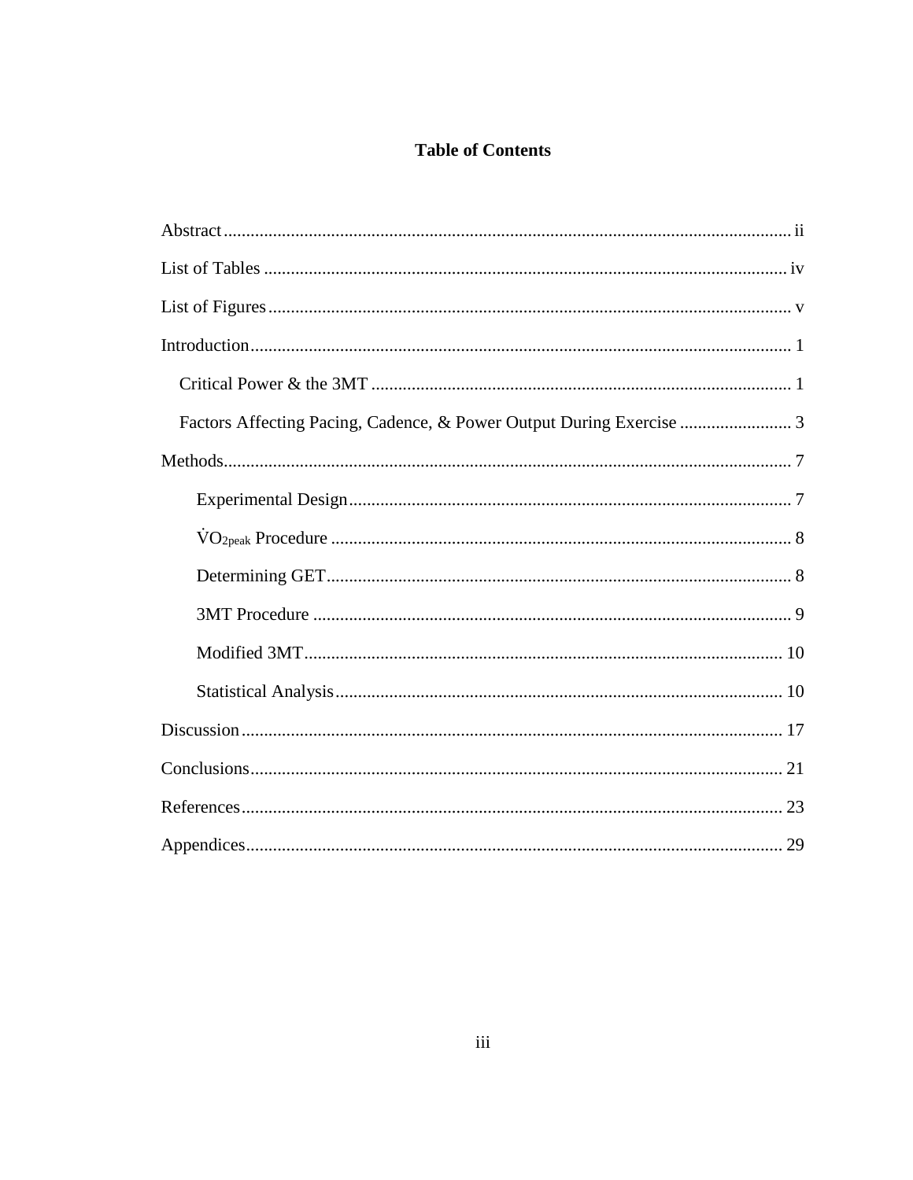# Table of Contents

Abstract ii

List of Tables iv

List of Figures v

Introduction 1

- Critical Power & the 3MT 1
- Factors Affecting Pacing, Cadence, & Power Output During Exercise 3

Methods 7

- Experimental Design 7
- $\dot{V}O_{2peak}$ Procedure 8
- Determining GET 8
- 3MT Procedure 9
- Modified 3MT 10
- Statistical Analysis 10

Discussion 17

Conclusions 21

References 23

Appendices 29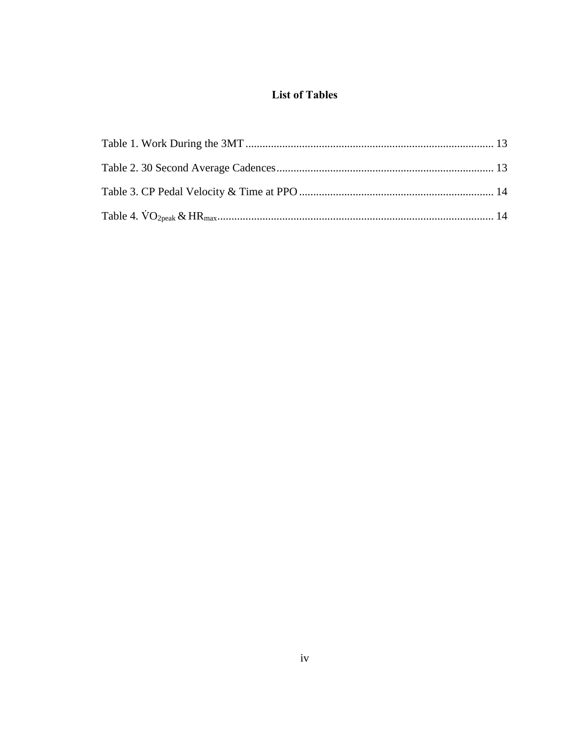# List of Tables

Table 1. Work During the 3MT ........................................................................................ 13

Table 2. 30 Second Average Cadences ............................................................................ 13

Table 3. CP Pedal Velocity & Time at PPO ..................................................................... 14

Table 4. $\dot{V}O_{2peak}$ & $HR_{max}$ ................................................................................................ 14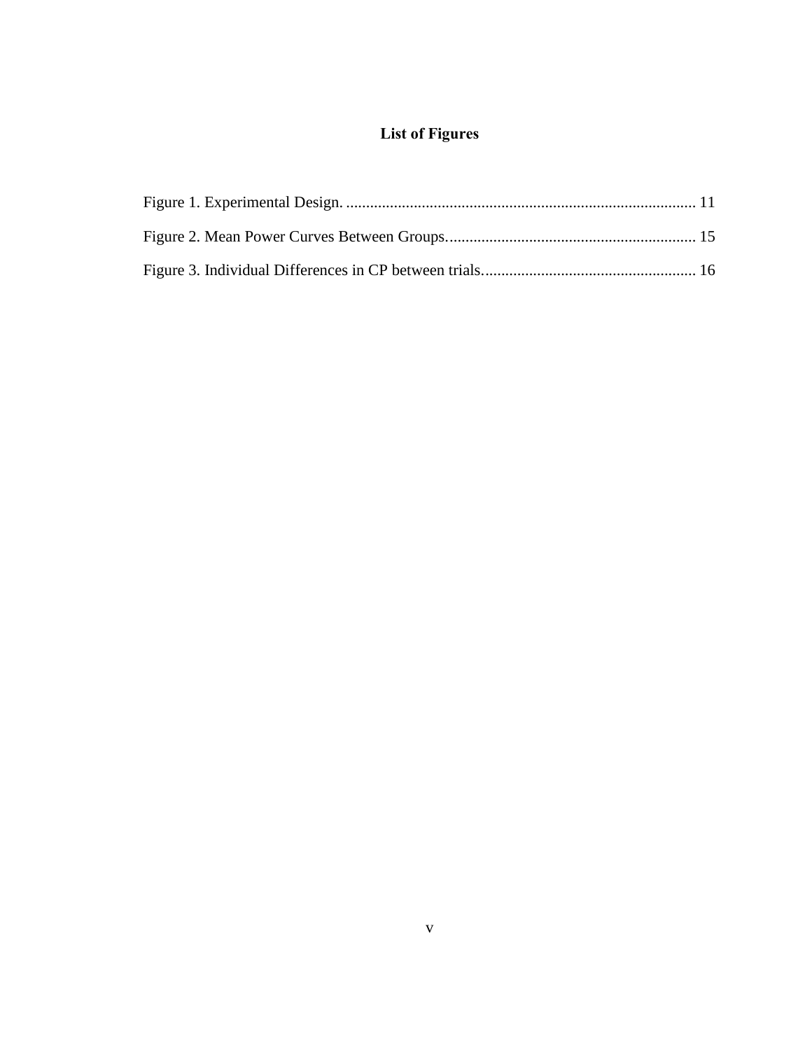# List of Figures

Figure 1. Experimental Design. ........................................................................................ 11

Figure 2. Mean Power Curves Between Groups.............................................................. 15

Figure 3. Individual Differences in CP between trials...................................................... 16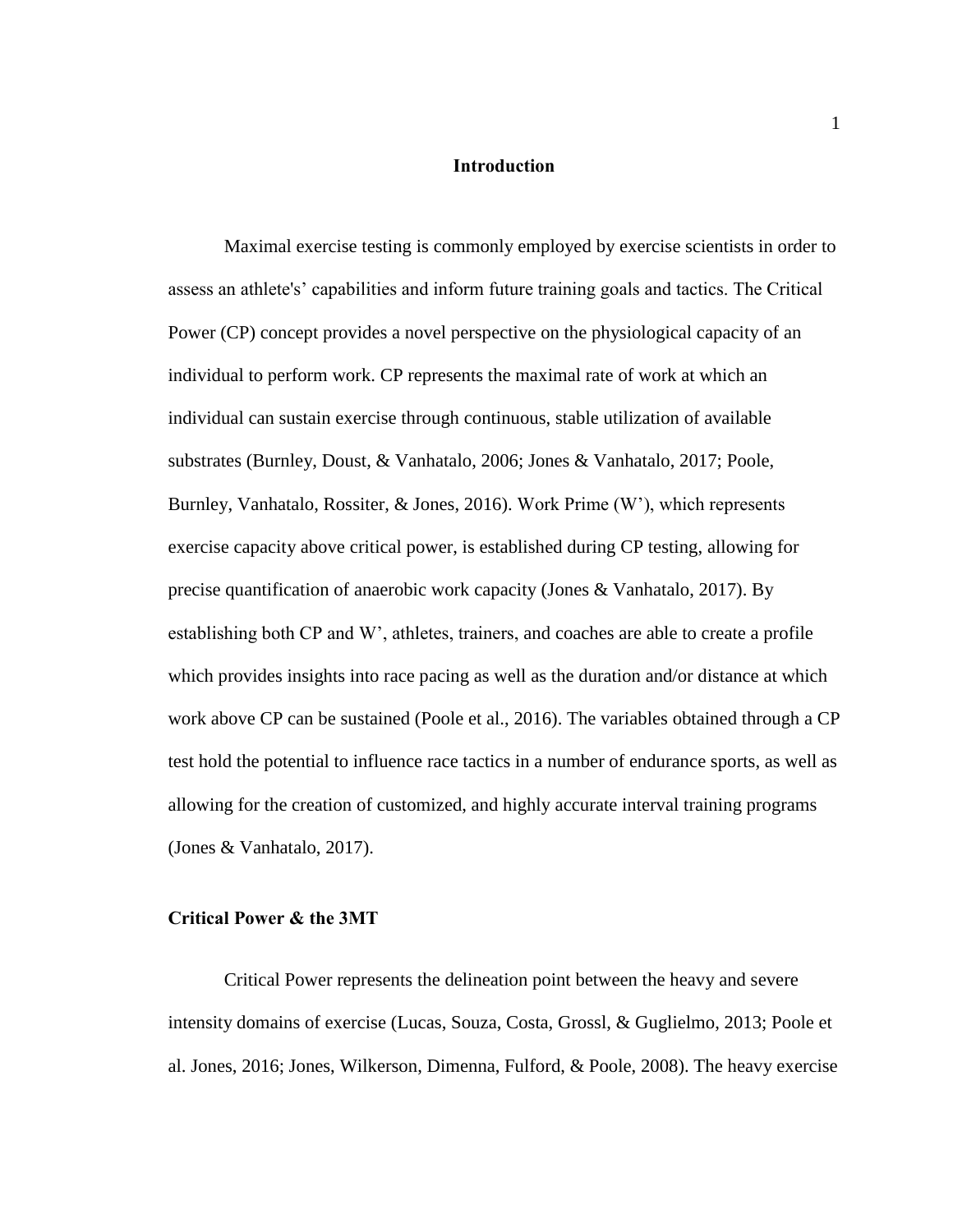# Introduction

Maximal exercise testing is commonly employed by exercise scientists in order to assess an athlete's' capabilities and inform future training goals and tactics. The Critical Power (CP) concept provides a novel perspective on the physiological capacity of an individual to perform work. CP represents the maximal rate of work at which an individual can sustain exercise through continuous, stable utilization of available substrates (Burnley, Doust, & Vanhatalo, 2006; Jones & Vanhatalo, 2017; Poole, Burnley, Vanhatalo, Rossiter, & Jones, 2016). Work Prime (W'), which represents exercise capacity above critical power, is established during CP testing, allowing for precise quantification of anaerobic work capacity (Jones & Vanhatalo, 2017). By establishing both CP and W', athletes, trainers, and coaches are able to create a profile which provides insights into race pacing as well as the duration and/or distance at which work above CP can be sustained (Poole et al., 2016). The variables obtained through a CP test hold the potential to influence race tactics in a number of endurance sports, as well as allowing for the creation of customized, and highly accurate interval training programs (Jones & Vanhatalo, 2017).

## Critical Power & the 3MT

Critical Power represents the delineation point between the heavy and severe intensity domains of exercise (Lucas, Souza, Costa, Grossl, & Guglielmo, 2013; Poole et al. Jones, 2016; Jones, Wilkerson, Dimenna, Fulford, & Poole, 2008). The heavy exercise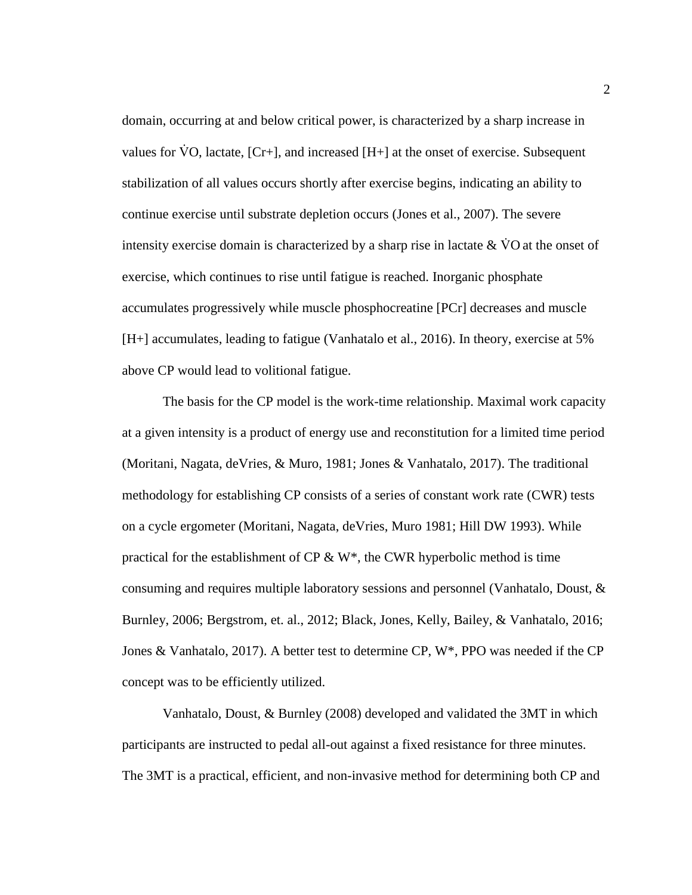domain, occurring at and below critical power, is characterized by a sharp increase in values for V̇O, lactate, [Cr+], and increased [H+] at the onset of exercise. Subsequent stabilization of all values occurs shortly after exercise begins, indicating an ability to continue exercise until substrate depletion occurs (Jones et al., 2007). The severe intensity exercise domain is characterized by a sharp rise in lactate & V̇O at the onset of exercise, which continues to rise until fatigue is reached. Inorganic phosphate accumulates progressively while muscle phosphocreatine [PCr] decreases and muscle [H+] accumulates, leading to fatigue (Vanhatalo et al., 2016). In theory, exercise at 5% above CP would lead to volitional fatigue.

The basis for the CP model is the work-time relationship. Maximal work capacity at a given intensity is a product of energy use and reconstitution for a limited time period (Moritani, Nagata, deVries, & Muro, 1981; Jones & Vanhatalo, 2017). The traditional methodology for establishing CP consists of a series of constant work rate (CWR) tests on a cycle ergometer (Moritani, Nagata, deVries, Muro 1981; Hill DW 1993). While practical for the establishment of CP & W*, the CWR hyperbolic method is time consuming and requires multiple laboratory sessions and personnel (Vanhatalo, Doust, & Burnley, 2006; Bergstrom, et. al., 2012; Black, Jones, Kelly, Bailey, & Vanhatalo, 2016; Jones & Vanhatalo, 2017). A better test to determine CP, W*, PPO was needed if the CP concept was to be efficiently utilized.

Vanhatalo, Doust, & Burnley (2008) developed and validated the 3MT in which participants are instructed to pedal all-out against a fixed resistance for three minutes. The 3MT is a practical, efficient, and non-invasive method for determining both CP and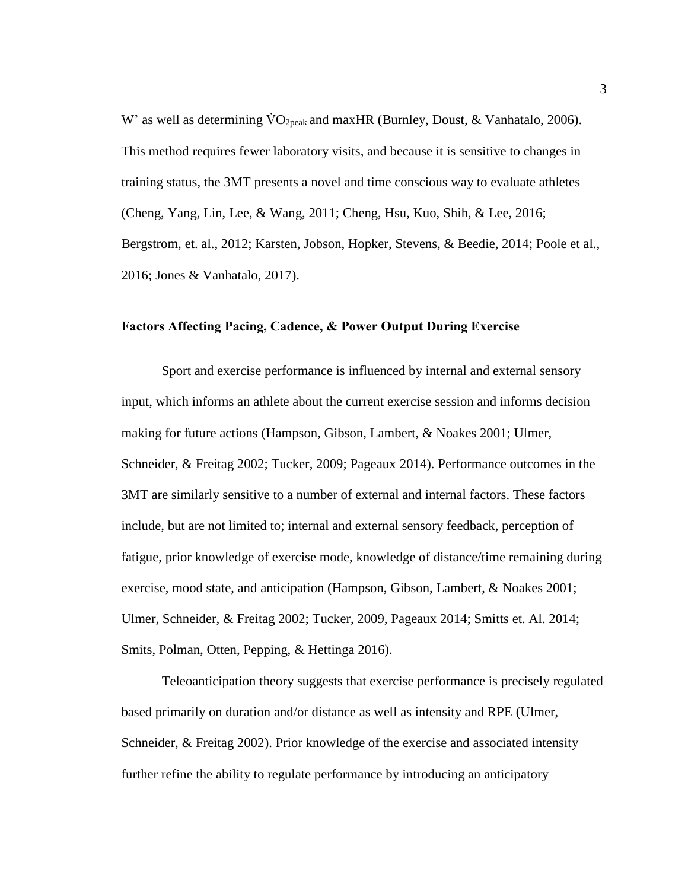W' as well as determining $\dot{V}O_{2peak}$ and maxHR (Burnley, Doust, & Vanhatalo, 2006). This method requires fewer laboratory visits, and because it is sensitive to changes in training status, the 3MT presents a novel and time conscious way to evaluate athletes (Cheng, Yang, Lin, Lee, & Wang, 2011; Cheng, Hsu, Kuo, Shih, & Lee, 2016; Bergstrom, et. al., 2012; Karsten, Jobson, Hopker, Stevens, & Beedie, 2014; Poole et al., 2016; Jones & Vanhatalo, 2017).

### Factors Affecting Pacing, Cadence, & Power Output During Exercise

Sport and exercise performance is influenced by internal and external sensory input, which informs an athlete about the current exercise session and informs decision making for future actions (Hampson, Gibson, Lambert, & Noakes 2001; Ulmer, Schneider, & Freitag 2002; Tucker, 2009; Pageaux 2014). Performance outcomes in the 3MT are similarly sensitive to a number of external and internal factors. These factors include, but are not limited to; internal and external sensory feedback, perception of fatigue, prior knowledge of exercise mode, knowledge of distance/time remaining during exercise, mood state, and anticipation (Hampson, Gibson, Lambert, & Noakes 2001; Ulmer, Schneider, & Freitag 2002; Tucker, 2009, Pageaux 2014; Smitts et. Al. 2014; Smits, Polman, Otten, Pepping, & Hettinga 2016).

Teleoanticipation theory suggests that exercise performance is precisely regulated based primarily on duration and/or distance as well as intensity and RPE (Ulmer, Schneider, & Freitag 2002). Prior knowledge of the exercise and associated intensity further refine the ability to regulate performance by introducing an anticipatory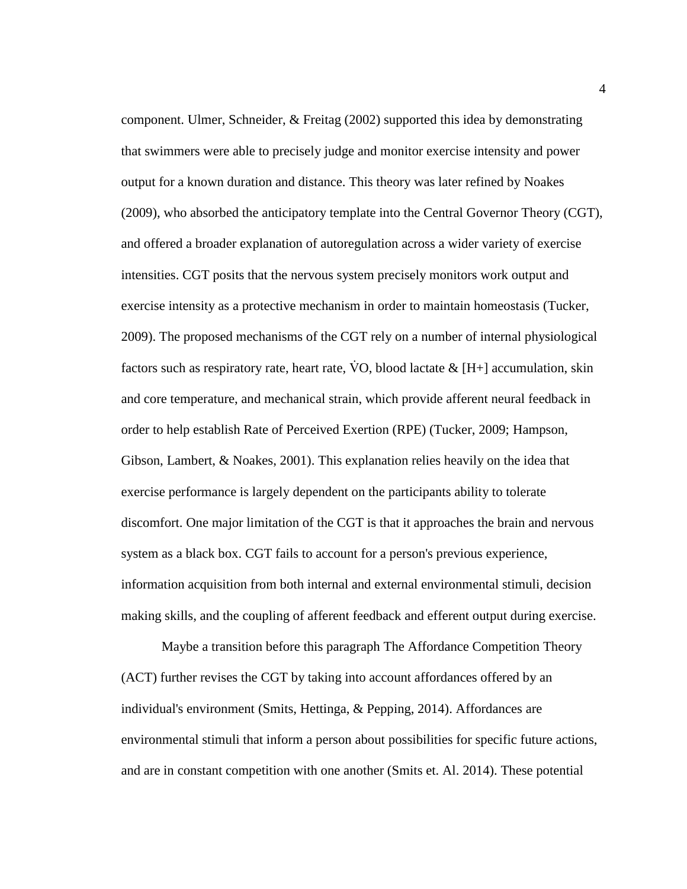component. Ulmer, Schneider, & Freitag (2002) supported this idea by demonstrating that swimmers were able to precisely judge and monitor exercise intensity and power output for a known duration and distance. This theory was later refined by Noakes (2009), who absorbed the anticipatory template into the Central Governor Theory (CGT), and offered a broader explanation of autoregulation across a wider variety of exercise intensities. CGT posits that the nervous system precisely monitors work output and exercise intensity as a protective mechanism in order to maintain homeostasis (Tucker, 2009). The proposed mechanisms of the CGT rely on a number of internal physiological factors such as respiratory rate, heart rate, $\dot{V}O$, blood lactate & [H+] accumulation, skin and core temperature, and mechanical strain, which provide afferent neural feedback in order to help establish Rate of Perceived Exertion (RPE) (Tucker, 2009; Hampson, Gibson, Lambert, & Noakes, 2001). This explanation relies heavily on the idea that exercise performance is largely dependent on the participants ability to tolerate discomfort. One major limitation of the CGT is that it approaches the brain and nervous system as a black box. CGT fails to account for a person's previous experience, information acquisition from both internal and external environmental stimuli, decision making skills, and the coupling of afferent feedback and efferent output during exercise.

Maybe a transition before this paragraph The Affordance Competition Theory (ACT) further revises the CGT by taking into account affordances offered by an individual's environment (Smits, Hettinga, & Pepping, 2014). Affordances are environmental stimuli that inform a person about possibilities for specific future actions, and are in constant competition with one another (Smits et. Al. 2014). These potential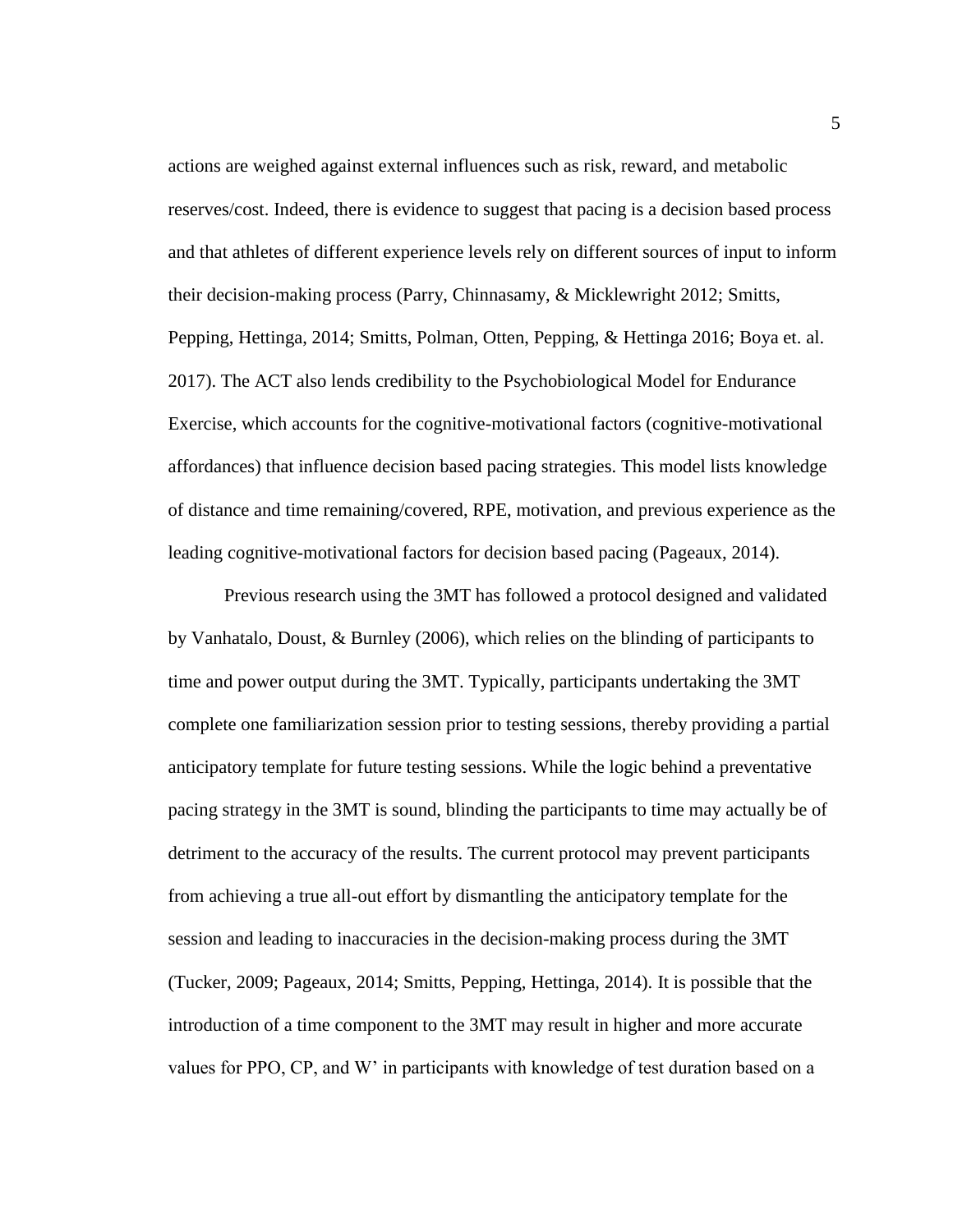actions are weighed against external influences such as risk, reward, and metabolic reserves/cost. Indeed, there is evidence to suggest that pacing is a decision based process and that athletes of different experience levels rely on different sources of input to inform their decision-making process (Parry, Chinnasamy, & Micklewright 2012; Smitts, Pepping, Hettinga, 2014; Smitts, Polman, Otten, Pepping, & Hettinga 2016; Boya et. al. 2017). The ACT also lends credibility to the Psychobiological Model for Endurance Exercise, which accounts for the cognitive-motivational factors (cognitive-motivational affordances) that influence decision based pacing strategies. This model lists knowledge of distance and time remaining/covered, RPE, motivation, and previous experience as the leading cognitive-motivational factors for decision based pacing (Pageaux, 2014).

Previous research using the 3MT has followed a protocol designed and validated by Vanhatalo, Doust, & Burnley (2006), which relies on the blinding of participants to time and power output during the 3MT. Typically, participants undertaking the 3MT complete one familiarization session prior to testing sessions, thereby providing a partial anticipatory template for future testing sessions. While the logic behind a preventative pacing strategy in the 3MT is sound, blinding the participants to time may actually be of detriment to the accuracy of the results. The current protocol may prevent participants from achieving a true all-out effort by dismantling the anticipatory template for the session and leading to inaccuracies in the decision-making process during the 3MT (Tucker, 2009; Pageaux, 2014; Smitts, Pepping, Hettinga, 2014). It is possible that the introduction of a time component to the 3MT may result in higher and more accurate values for PPO, CP, and W' in participants with knowledge of test duration based on a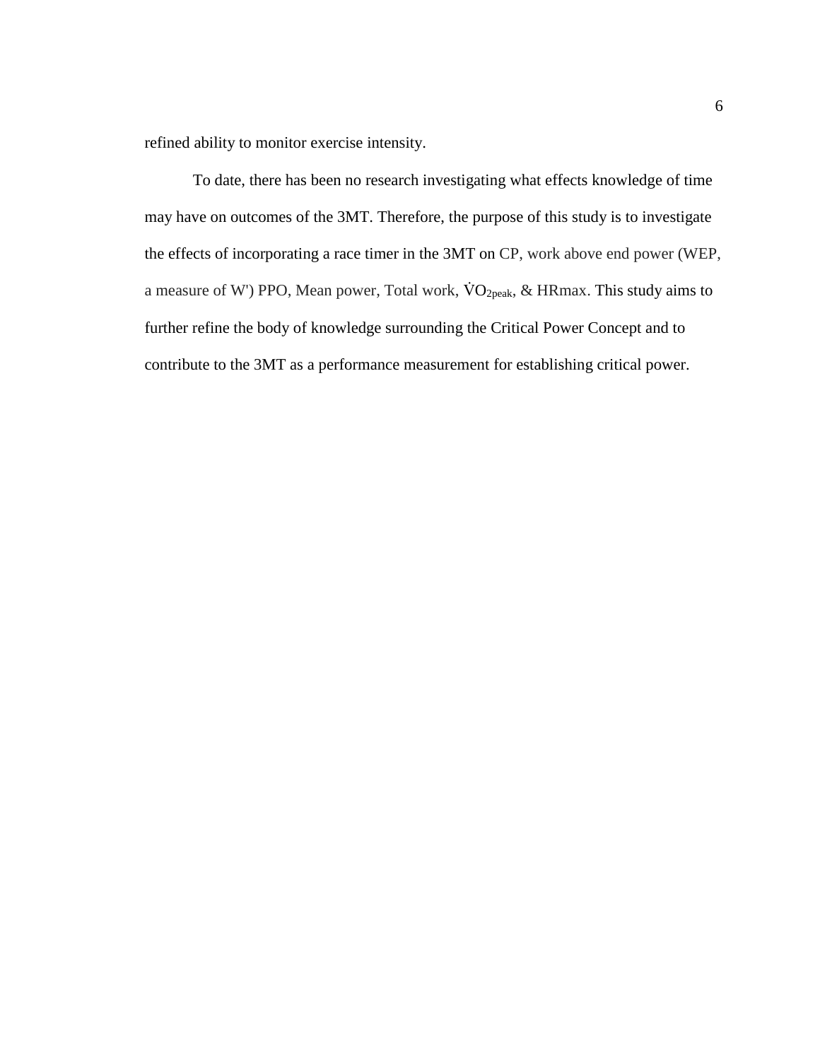refined ability to monitor exercise intensity.

To date, there has been no research investigating what effects knowledge of time may have on outcomes of the 3MT. Therefore, the purpose of this study is to investigate the effects of incorporating a race timer in the 3MT on CP, work above end power (WEP, a measure of W') PPO, Mean power, Total work, $\dot{V}O_{2peak}$, & HRmax. This study aims to further refine the body of knowledge surrounding the Critical Power Concept and to contribute to the 3MT as a performance measurement for establishing critical power.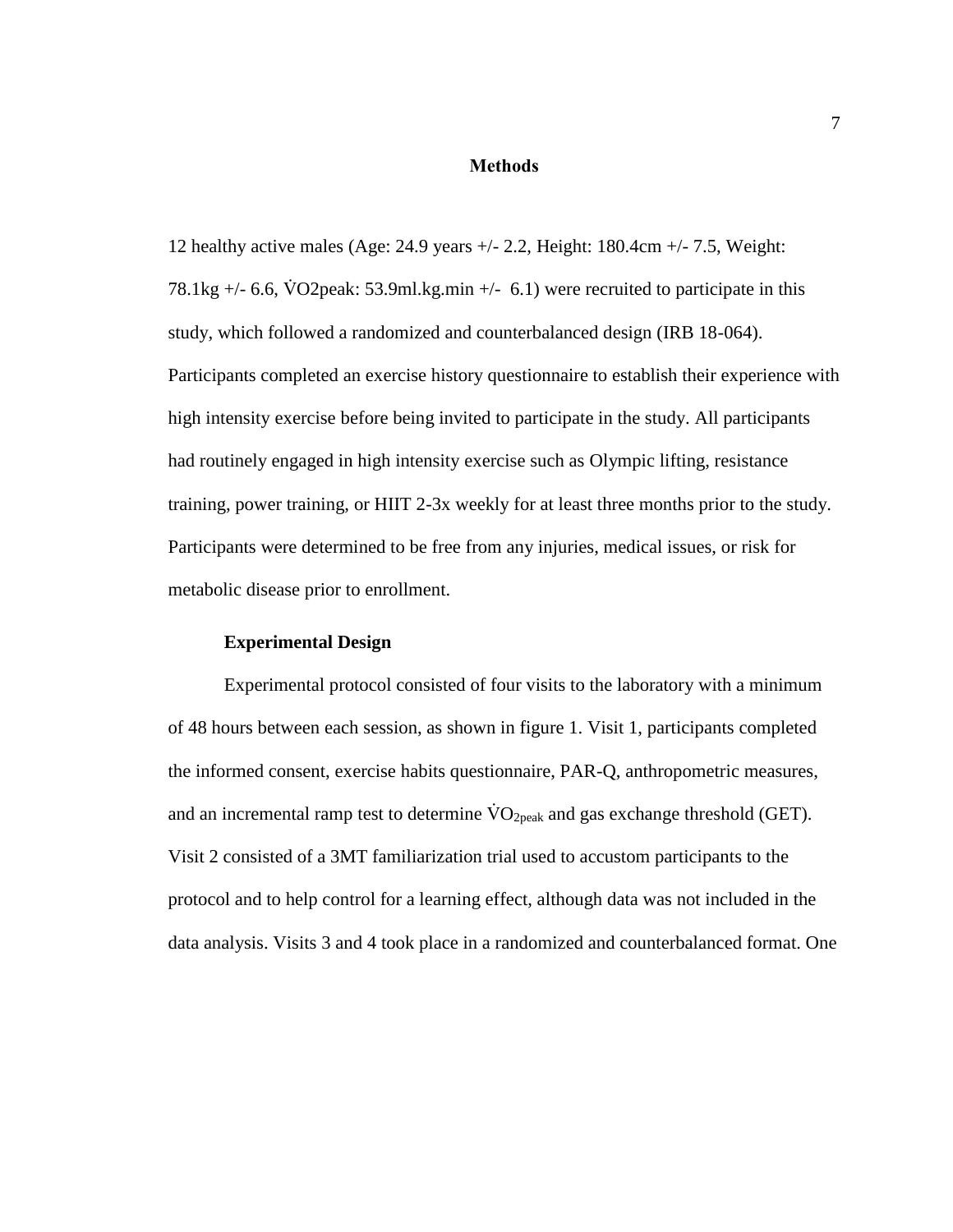# Methods

12 healthy active males (Age: 24.9 years +/- 2.2, Height: 180.4cm +/- 7.5, Weight: 78.1kg +/- 6.6, V̇O2peak: 53.9ml.kg.min +/- 6.1) were recruited to participate in this study, which followed a randomized and counterbalanced design (IRB 18-064). Participants completed an exercise history questionnaire to establish their experience with high intensity exercise before being invited to participate in the study. All participants had routinely engaged in high intensity exercise such as Olympic lifting, resistance training, power training, or HIIT 2-3x weekly for at least three months prior to the study. Participants were determined to be free from any injuries, medical issues, or risk for metabolic disease prior to enrollment.

## Experimental Design

Experimental protocol consisted of four visits to the laboratory with a minimum of 48 hours between each session, as shown in figure 1. Visit 1, participants completed the informed consent, exercise habits questionnaire, PAR-Q, anthropometric measures, and an incremental ramp test to determine $\dot{V}O_{2peak}$ and gas exchange threshold (GET). Visit 2 consisted of a 3MT familiarization trial used to accustom participants to the protocol and to help control for a learning effect, although data was not included in the data analysis. Visits 3 and 4 took place in a randomized and counterbalanced format. One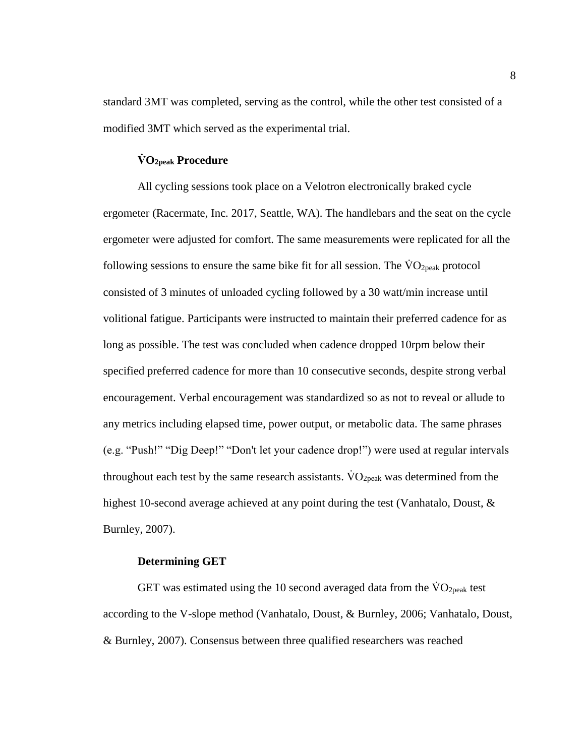standard 3MT was completed, serving as the control, while the other test consisted of a modified 3MT which served as the experimental trial.

### $\dot{V}O_{2peak}$ Procedure

All cycling sessions took place on a Velotron electronically braked cycle ergometer (Racermate, Inc. 2017, Seattle, WA). The handlebars and the seat on the cycle ergometer were adjusted for comfort. The same measurements were replicated for all the following sessions to ensure the same bike fit for all session. The $\dot{V}O_{2peak}$ protocol consisted of 3 minutes of unloaded cycling followed by a 30 watt/min increase until volitional fatigue. Participants were instructed to maintain their preferred cadence for as long as possible. The test was concluded when cadence dropped 10rpm below their specified preferred cadence for more than 10 consecutive seconds, despite strong verbal encouragement. Verbal encouragement was standardized so as not to reveal or allude to any metrics including elapsed time, power output, or metabolic data. The same phrases (e.g. "Push!" "Dig Deep!" "Don't let your cadence drop!") were used at regular intervals throughout each test by the same research assistants. $\dot{V}O_{2peak}$ was determined from the highest 10-second average achieved at any point during the test (Vanhatalo, Doust, & Burnley, 2007).

### Determining GET

GET was estimated using the 10 second averaged data from the $\dot{V}O_{2peak}$ test according to the V-slope method (Vanhatalo, Doust, & Burnley, 2006; Vanhatalo, Doust, & Burnley, 2007). Consensus between three qualified researchers was reached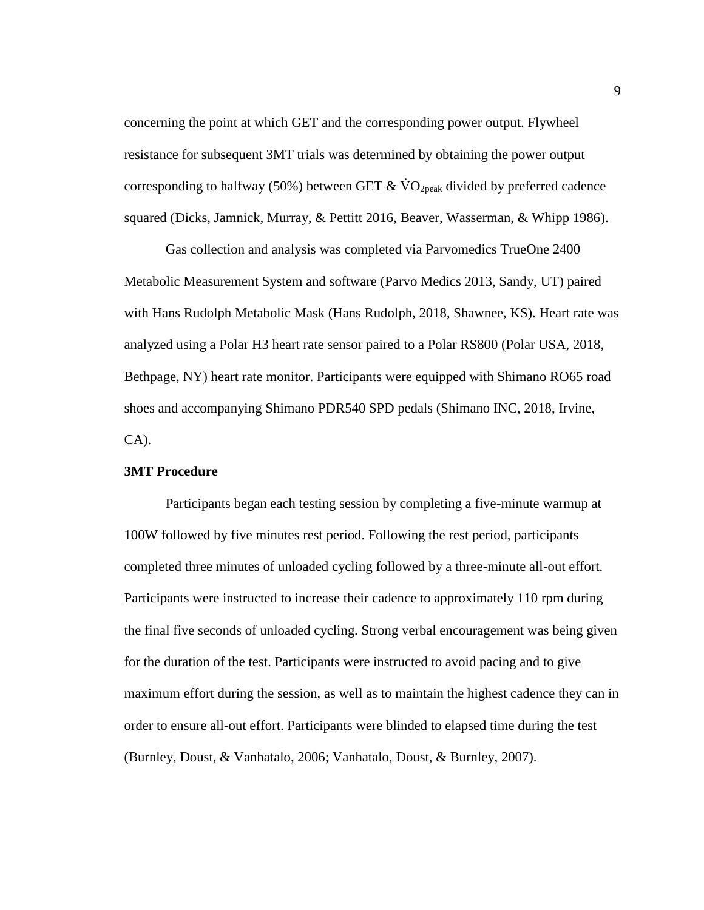concerning the point at which GET and the corresponding power output. Flywheel resistance for subsequent 3MT trials was determined by obtaining the power output corresponding to halfway (50%) between GET & $\dot{V}O_{2peak}$ divided by preferred cadence squared (Dicks, Jamnick, Murray, & Pettitt 2016, Beaver, Wasserman, & Whipp 1986).

Gas collection and analysis was completed via Parvomedics TrueOne 2400 Metabolic Measurement System and software (Parvo Medics 2013, Sandy, UT) paired with Hans Rudolph Metabolic Mask (Hans Rudolph, 2018, Shawnee, KS). Heart rate was analyzed using a Polar H3 heart rate sensor paired to a Polar RS800 (Polar USA, 2018, Bethpage, NY) heart rate monitor. Participants were equipped with Shimano RO65 road shoes and accompanying Shimano PDR540 SPD pedals (Shimano INC, 2018, Irvine, CA).

**3MT Procedure**

Participants began each testing session by completing a five-minute warmup at 100W followed by five minutes rest period. Following the rest period, participants completed three minutes of unloaded cycling followed by a three-minute all-out effort. Participants were instructed to increase their cadence to approximately 110 rpm during the final five seconds of unloaded cycling. Strong verbal encouragement was being given for the duration of the test. Participants were instructed to avoid pacing and to give maximum effort during the session, as well as to maintain the highest cadence they can in order to ensure all-out effort. Participants were blinded to elapsed time during the test (Burnley, Doust, & Vanhatalo, 2006; Vanhatalo, Doust, & Burnley, 2007).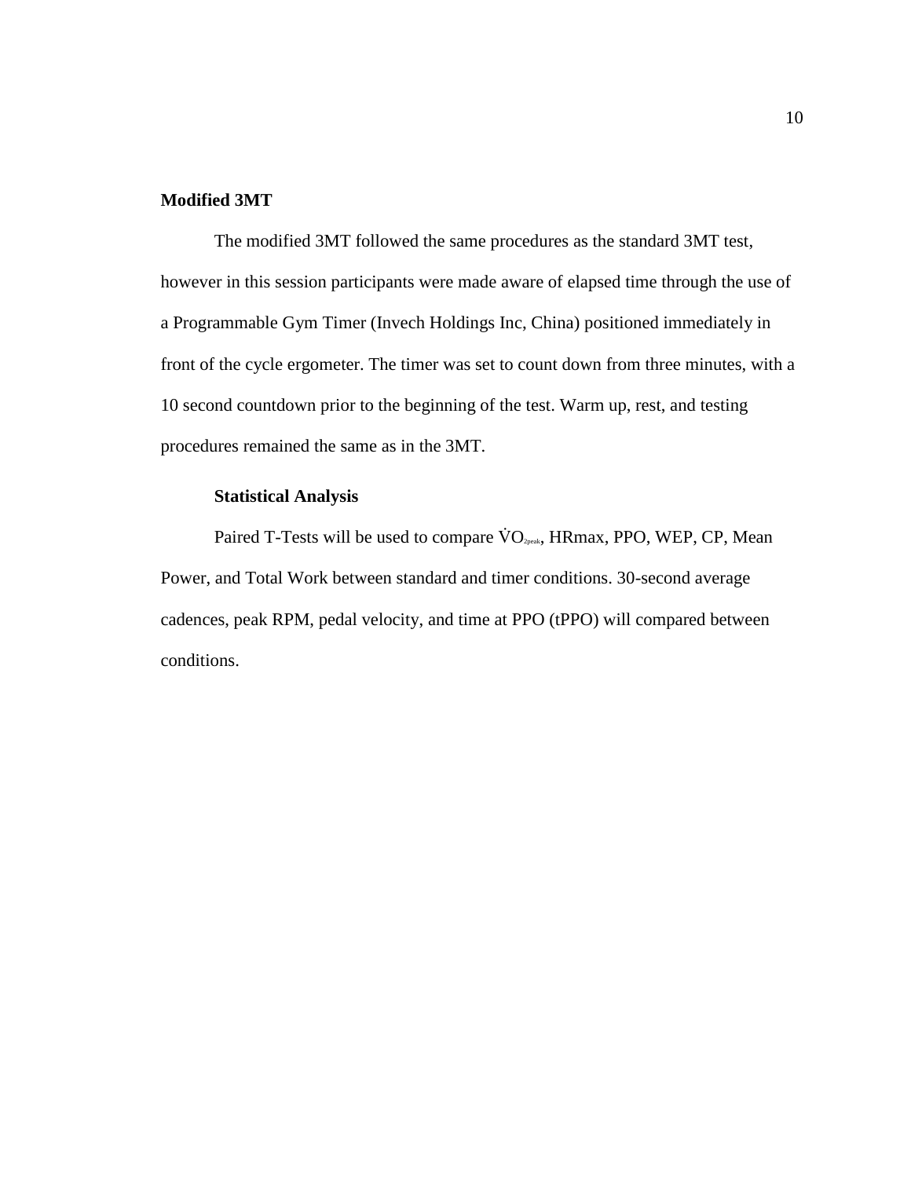**Modified 3MT**

The modified 3MT followed the same procedures as the standard 3MT test, however in this session participants were made aware of elapsed time through the use of a Programmable Gym Timer (Invech Holdings Inc, China) positioned immediately in front of the cycle ergometer. The timer was set to count down from three minutes, with a 10 second countdown prior to the beginning of the test. Warm up, rest, and testing procedures remained the same as in the 3MT.

**Statistical Analysis**

Paired T-Tests will be used to compare $\dot{V}O_{2peak}$, HRmax, PPO, WEP, CP, Mean Power, and Total Work between standard and timer conditions. 30-second average cadences, peak RPM, pedal velocity, and time at PPO (tPPO) will compared between conditions.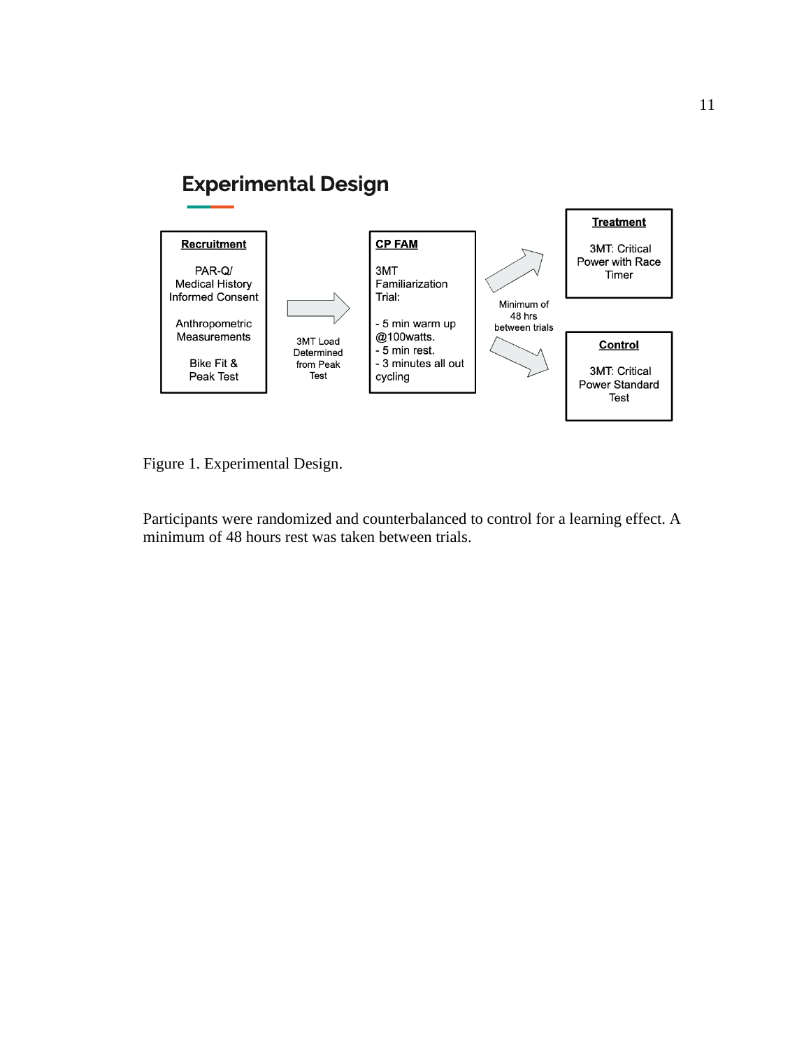## Experimental Design

**Recruitment**

PAR-Q/
Medical History
Informed Consent

Anthropometric Measurements

Bike Fit & Peak Test

→ 3MT Load Determined from Peak Test →

**CP FAM**

3MT Familiarization Trial:

- 5 min warm up @100watts.
- 5 min rest.
- 3 minutes all out cycling

→ Minimum of 48 hrs between trials →

**Treatment**

3MT: Critical Power with Race Timer

**Control**

3MT: Critical Power Standard Test

Figure 1. Experimental Design.

Participants were randomized and counterbalanced to control for a learning effect. A minimum of 48 hours rest was taken between trials.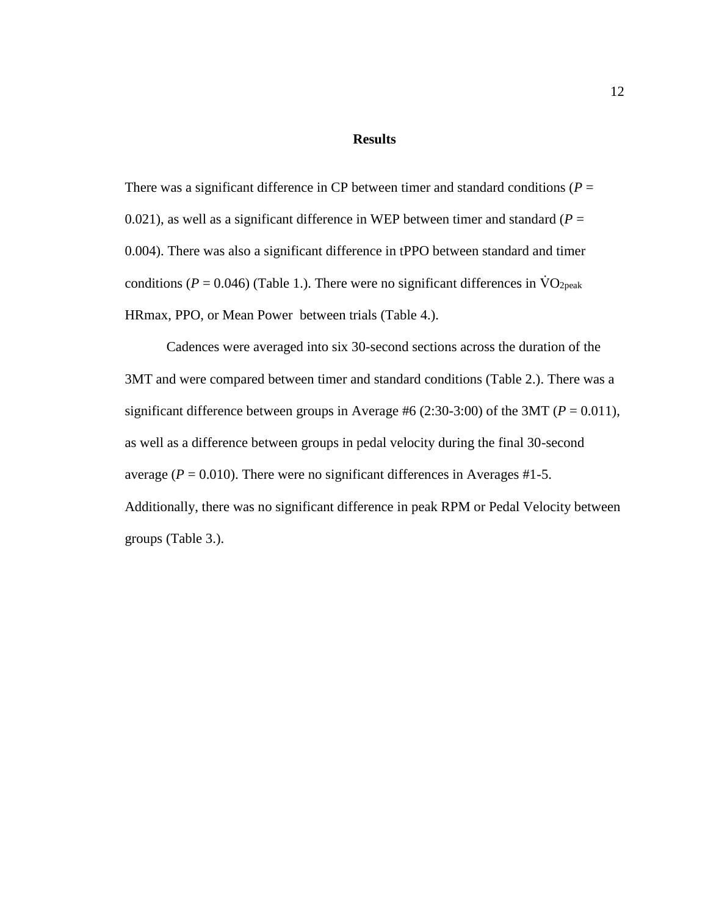# Results

There was a significant difference in CP between timer and standard conditions (*P* = 0.021), as well as a significant difference in WEP between timer and standard (*P* = 0.004). There was also a significant difference in tPPO between standard and timer conditions (*P* = 0.046) (Table 1.). There were no significant differences in $\dot{V}O_{2peak}$ HRmax, PPO, or Mean Power between trials (Table 4.).

Cadences were averaged into six 30-second sections across the duration of the 3MT and were compared between timer and standard conditions (Table 2.). There was a significant difference between groups in Average #6 (2:30-3:00) of the 3MT (*P* = 0.011), as well as a difference between groups in pedal velocity during the final 30-second average (*P* = 0.010). There were no significant differences in Averages #1-5. Additionally, there was no significant difference in peak RPM or Pedal Velocity between groups (Table 3.).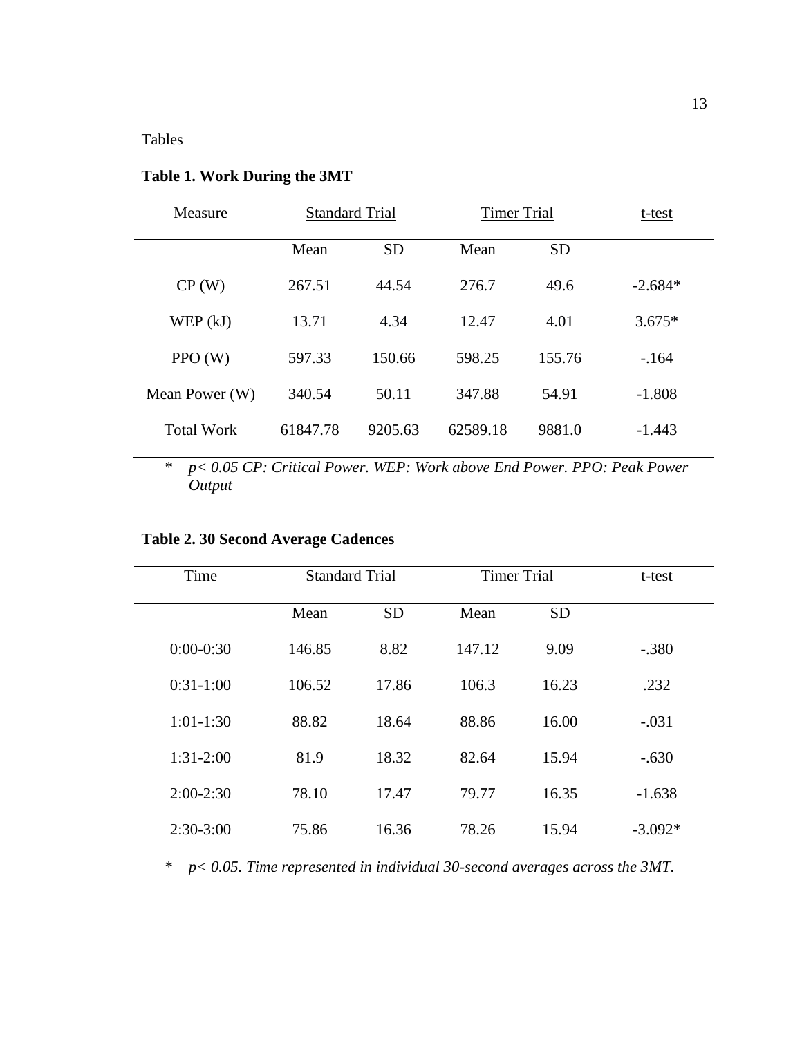Tables

**Table 1. Work During the 3MT**

| Measure | Standard Trial | | Timer Trial | | t-test |
|---|---|---|---|---|---|
| | Mean | SD | Mean | SD | |
| CP (W) | 267.51 | 44.54 | 276.7 | 49.6 | -2.684* |
| WEP (kJ) | 13.71 | 4.34 | 12.47 | 4.01 | 3.675* |
| PPO (W) | 597.33 | 150.66 | 598.25 | 155.76 | -.164 |
| Mean Power (W) | 340.54 | 50.11 | 347.88 | 54.91 | -1.808 |
| Total Work | 61847.78 | 9205.63 | 62589.18 | 9881.0 | -1.443 |

\* *$p < 0.05$ CP: Critical Power. WEP: Work above End Power. PPO: Peak Power Output*

**Table 2. 30 Second Average Cadences**

| Time | Standard Trial | | Timer Trial | | t-test |
|---|---|---|---|---|---|
| | Mean | SD | Mean | SD | |
| 0:00-0:30 | 146.85 | 8.82 | 147.12 | 9.09 | -.380 |
| 0:31-1:00 | 106.52 | 17.86 | 106.3 | 16.23 | .232 |
| 1:01-1:30 | 88.82 | 18.64 | 88.86 | 16.00 | -.031 |
| 1:31-2:00 | 81.9 | 18.32 | 82.64 | 15.94 | -.630 |
| 2:00-2:30 | 78.10 | 17.47 | 79.77 | 16.35 | -1.638 |
| 2:30-3:00 | 75.86 | 16.36 | 78.26 | 15.94 | -3.092* |

\* *$p < 0.05$. Time represented in individual 30-second averages across the 3MT.*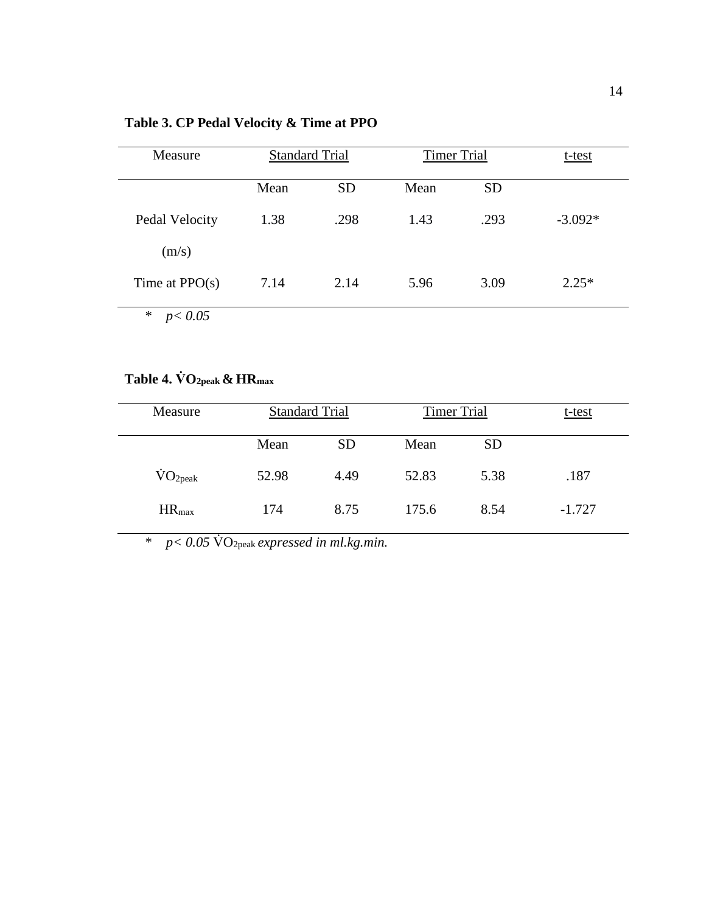**Table 3. CP Pedal Velocity & Time at PPO**

| Measure | Standard Trial | | Timer Trial | | t-test |
|---|---|---|---|---|---|
| | Mean | SD | Mean | SD | |
| Pedal Velocity (m/s) | 1.38 | .298 | 1.43 | .293 | -3.092* |
| Time at PPO(s) | 7.14 | 2.14 | 5.96 | 3.09 | 2.25* |

\* *$p < 0.05$*

**Table 4. $\dot{V}O_{2peak}$ & $HR_{max}$**

| Measure | Standard Trial | | Timer Trial | | t-test |
|---|---|---|---|---|---|
| | Mean | SD | Mean | SD | |
| $\dot{V}O_{2peak}$ | 52.98 | 4.49 | 52.83 | 5.38 | .187 |
| $HR_{max}$ | 174 | 8.75 | 175.6 | 8.54 | -1.727 |

\* *$p < 0.05$* $\dot{V}O_{2peak}$ *expressed in ml.kg.min.*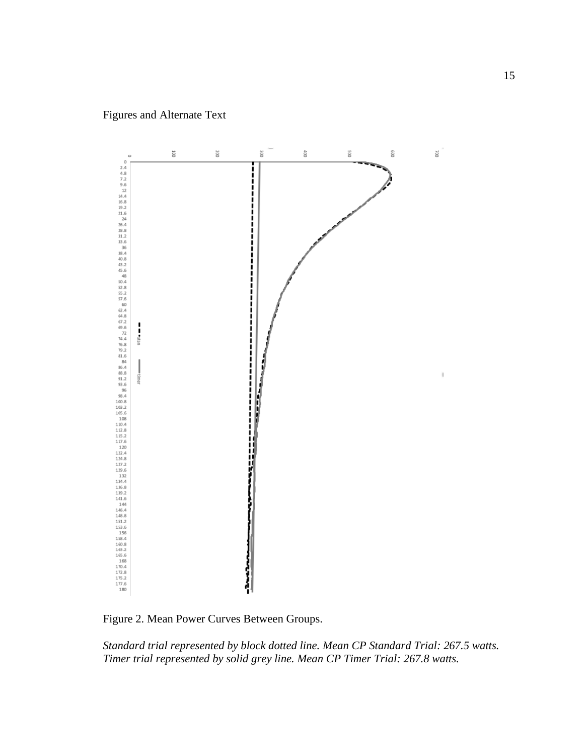Figures and Alternate Text

Figure 2. Mean Power Curves Between Groups.

*Standard trial represented by block dotted line. Mean CP Standard Trial: 267.5 watts. Timer trial represented by solid grey line. Mean CP Timer Trial: 267.8 watts.*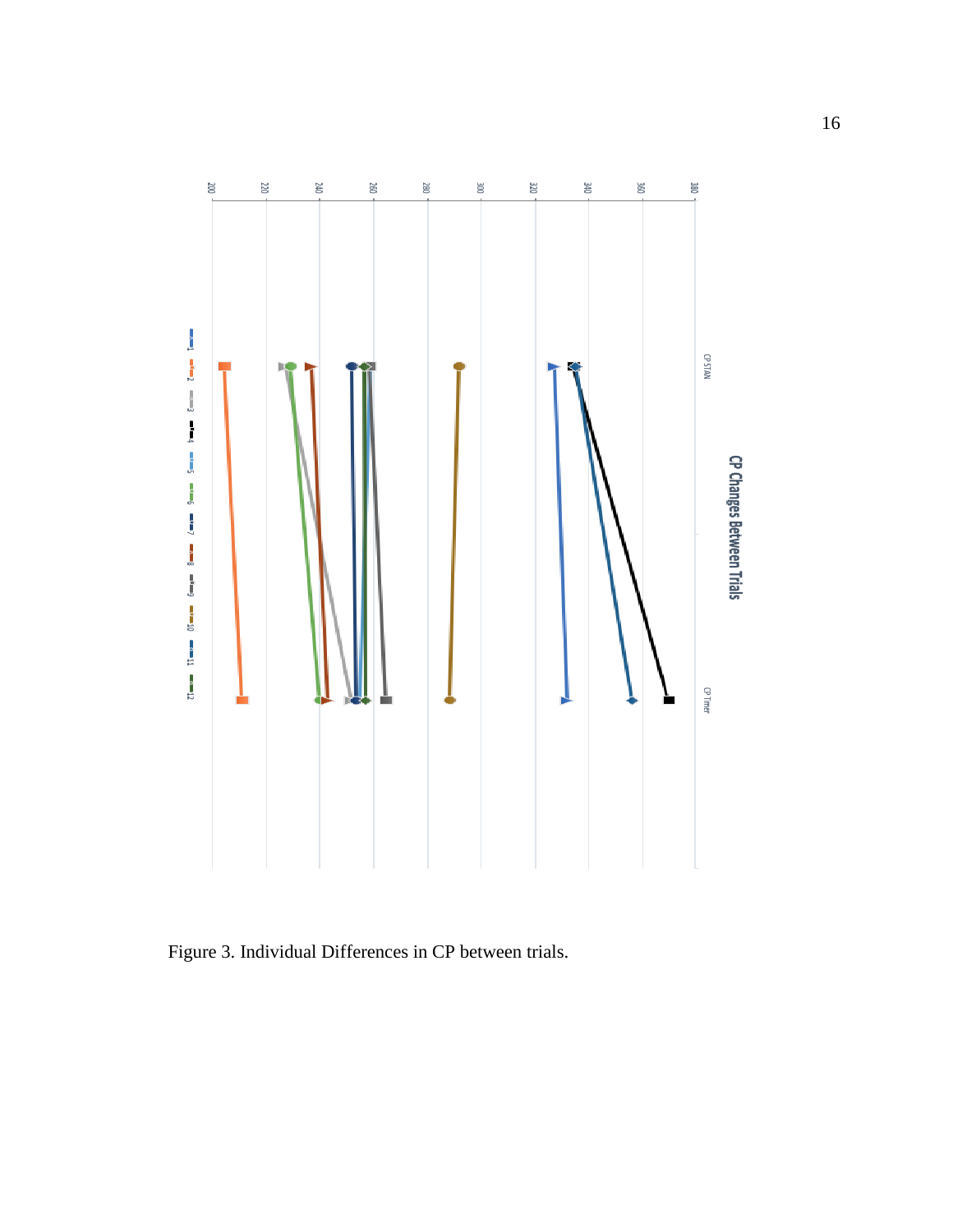Figure 3. Individual Differences in CP between trials.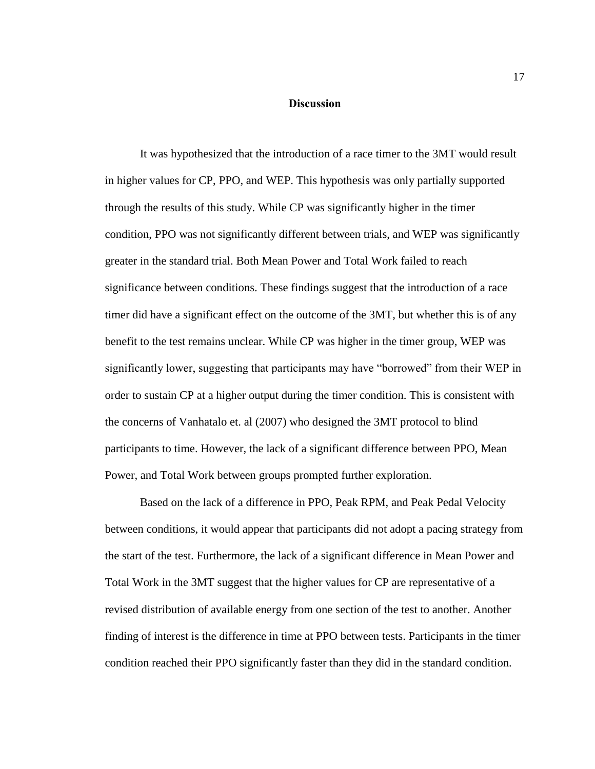## Discussion

It was hypothesized that the introduction of a race timer to the 3MT would result in higher values for CP, PPO, and WEP. This hypothesis was only partially supported through the results of this study. While CP was significantly higher in the timer condition, PPO was not significantly different between trials, and WEP was significantly greater in the standard trial. Both Mean Power and Total Work failed to reach significance between conditions. These findings suggest that the introduction of a race timer did have a significant effect on the outcome of the 3MT, but whether this is of any benefit to the test remains unclear. While CP was higher in the timer group, WEP was significantly lower, suggesting that participants may have "borrowed" from their WEP in order to sustain CP at a higher output during the timer condition. This is consistent with the concerns of Vanhatalo et. al (2007) who designed the 3MT protocol to blind participants to time. However, the lack of a significant difference between PPO, Mean Power, and Total Work between groups prompted further exploration.

Based on the lack of a difference in PPO, Peak RPM, and Peak Pedal Velocity between conditions, it would appear that participants did not adopt a pacing strategy from the start of the test. Furthermore, the lack of a significant difference in Mean Power and Total Work in the 3MT suggest that the higher values for CP are representative of a revised distribution of available energy from one section of the test to another. Another finding of interest is the difference in time at PPO between tests. Participants in the timer condition reached their PPO significantly faster than they did in the standard condition.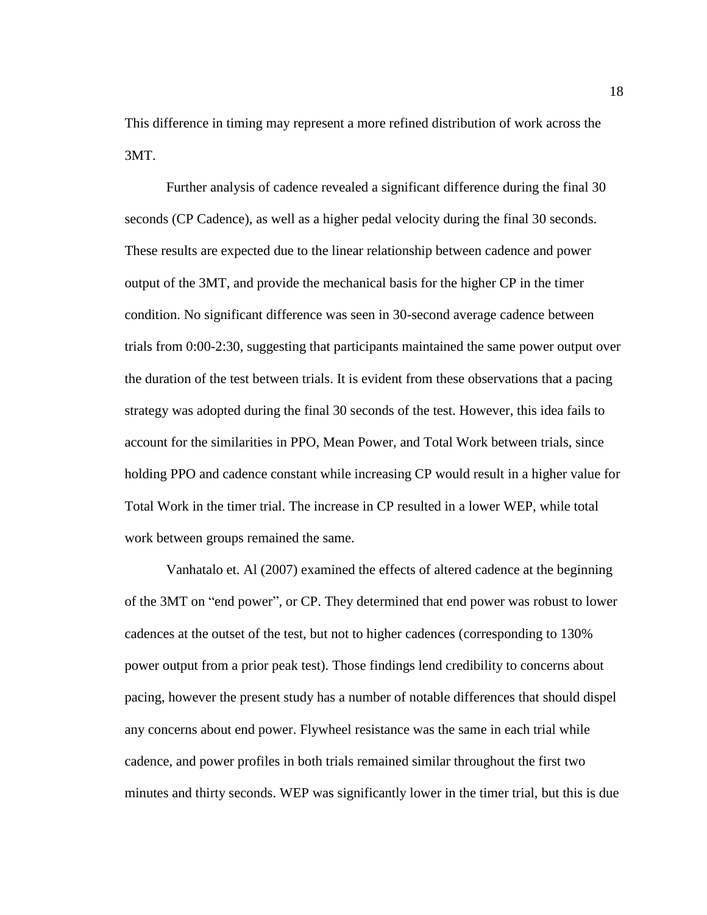This difference in timing may represent a more refined distribution of work across the 3MT.

Further analysis of cadence revealed a significant difference during the final 30 seconds (CP Cadence), as well as a higher pedal velocity during the final 30 seconds. These results are expected due to the linear relationship between cadence and power output of the 3MT, and provide the mechanical basis for the higher CP in the timer condition. No significant difference was seen in 30-second average cadence between trials from 0:00-2:30, suggesting that participants maintained the same power output over the duration of the test between trials. It is evident from these observations that a pacing strategy was adopted during the final 30 seconds of the test. However, this idea fails to account for the similarities in PPO, Mean Power, and Total Work between trials, since holding PPO and cadence constant while increasing CP would result in a higher value for Total Work in the timer trial. The increase in CP resulted in a lower WEP, while total work between groups remained the same.

Vanhatalo et. Al (2007) examined the effects of altered cadence at the beginning of the 3MT on "end power", or CP. They determined that end power was robust to lower cadences at the outset of the test, but not to higher cadences (corresponding to 130% power output from a prior peak test). Those findings lend credibility to concerns about pacing, however the present study has a number of notable differences that should dispel any concerns about end power. Flywheel resistance was the same in each trial while cadence, and power profiles in both trials remained similar throughout the first two minutes and thirty seconds. WEP was significantly lower in the timer trial, but this is due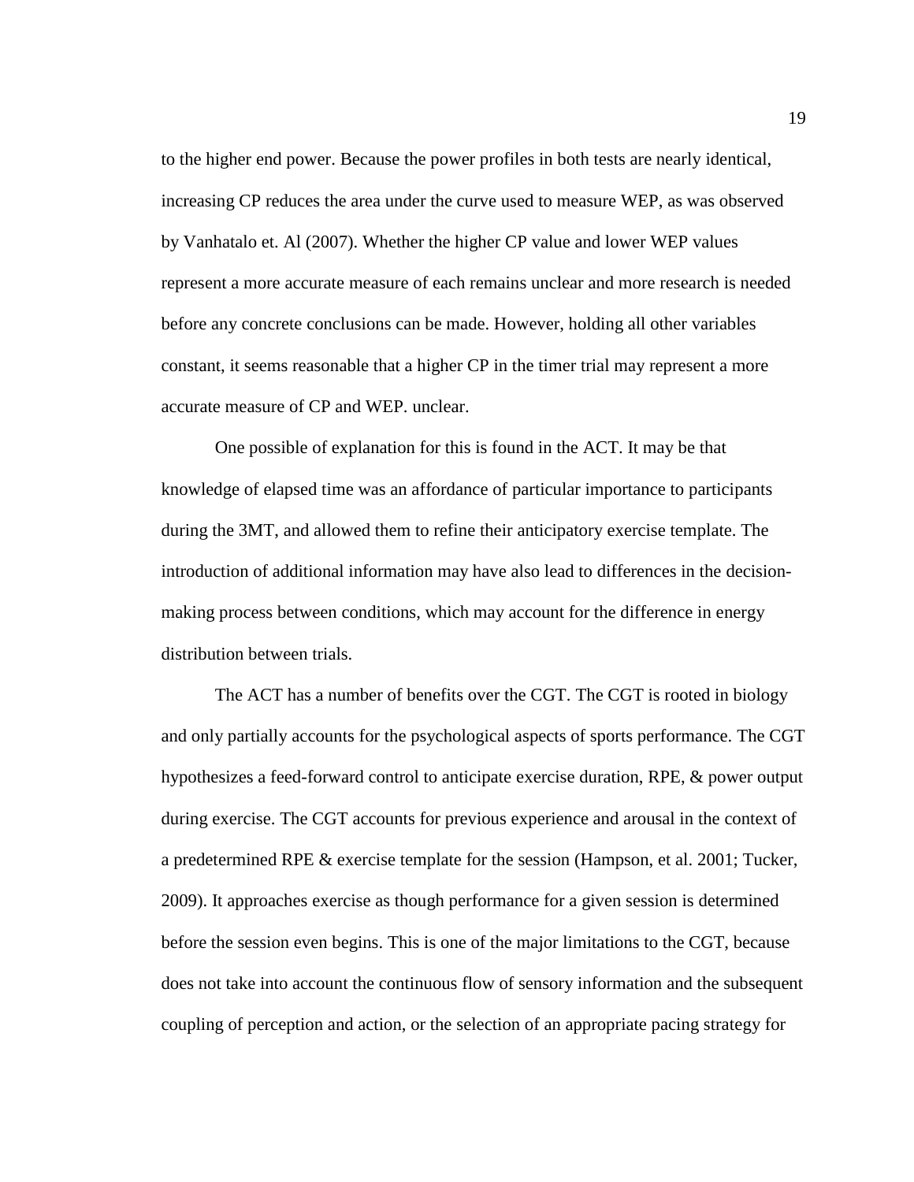to the higher end power. Because the power profiles in both tests are nearly identical, increasing CP reduces the area under the curve used to measure WEP, as was observed by Vanhatalo et. Al (2007). Whether the higher CP value and lower WEP values represent a more accurate measure of each remains unclear and more research is needed before any concrete conclusions can be made. However, holding all other variables constant, it seems reasonable that a higher CP in the timer trial may represent a more accurate measure of CP and WEP. unclear.

One possible of explanation for this is found in the ACT. It may be that knowledge of elapsed time was an affordance of particular importance to participants during the 3MT, and allowed them to refine their anticipatory exercise template. The introduction of additional information may have also lead to differences in the decision-making process between conditions, which may account for the difference in energy distribution between trials.

The ACT has a number of benefits over the CGT. The CGT is rooted in biology and only partially accounts for the psychological aspects of sports performance. The CGT hypothesizes a feed-forward control to anticipate exercise duration, RPE, & power output during exercise. The CGT accounts for previous experience and arousal in the context of a predetermined RPE & exercise template for the session (Hampson, et al. 2001; Tucker, 2009). It approaches exercise as though performance for a given session is determined before the session even begins. This is one of the major limitations to the CGT, because does not take into account the continuous flow of sensory information and the subsequent coupling of perception and action, or the selection of an appropriate pacing strategy for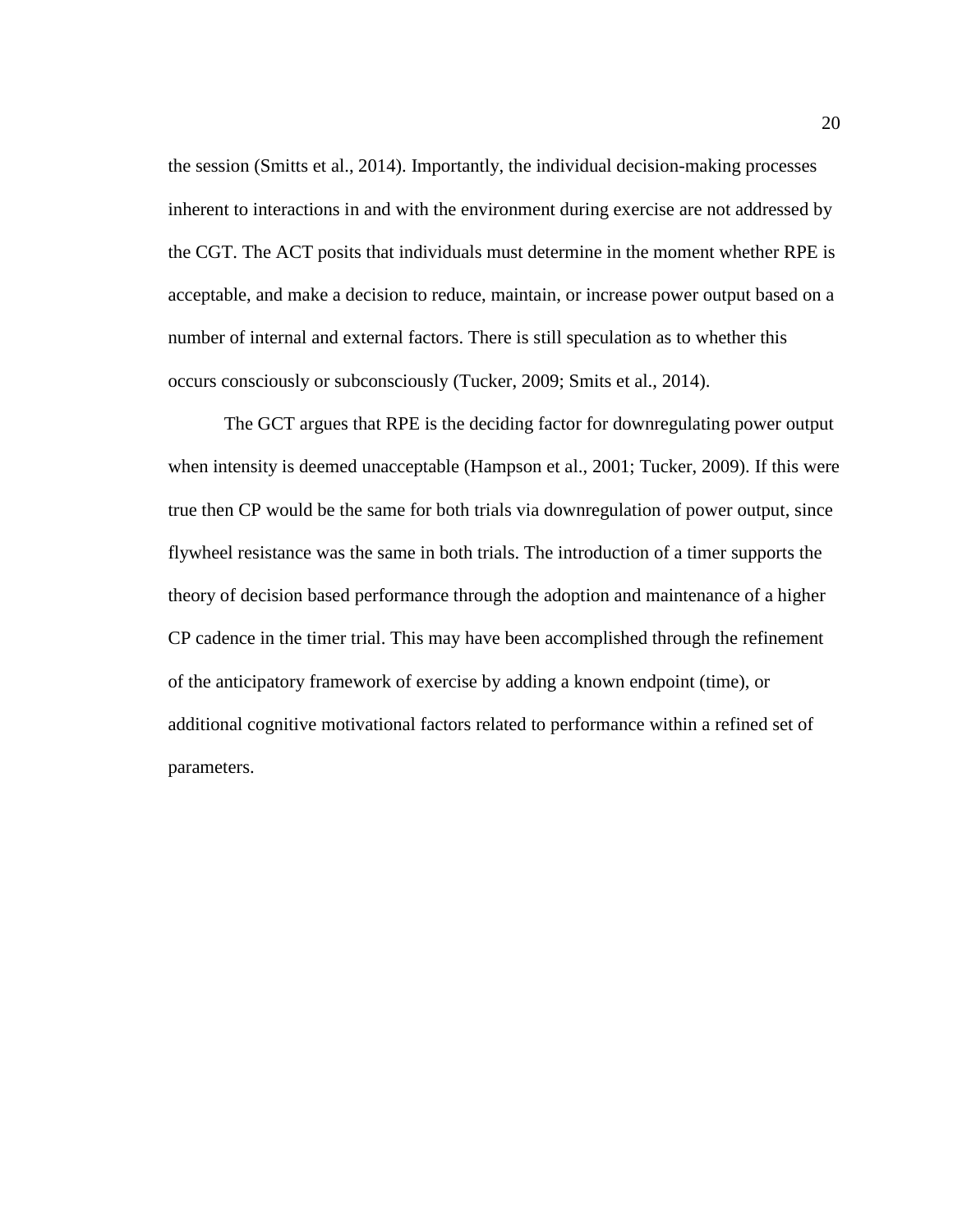the session (Smitts et al., 2014). Importantly, the individual decision-making processes inherent to interactions in and with the environment during exercise are not addressed by the CGT. The ACT posits that individuals must determine in the moment whether RPE is acceptable, and make a decision to reduce, maintain, or increase power output based on a number of internal and external factors. There is still speculation as to whether this occurs consciously or subconsciously (Tucker, 2009; Smits et al., 2014).

The GCT argues that RPE is the deciding factor for downregulating power output when intensity is deemed unacceptable (Hampson et al., 2001; Tucker, 2009). If this were true then CP would be the same for both trials via downregulation of power output, since flywheel resistance was the same in both trials. The introduction of a timer supports the theory of decision based performance through the adoption and maintenance of a higher CP cadence in the timer trial. This may have been accomplished through the refinement of the anticipatory framework of exercise by adding a known endpoint (time), or additional cognitive motivational factors related to performance within a refined set of parameters.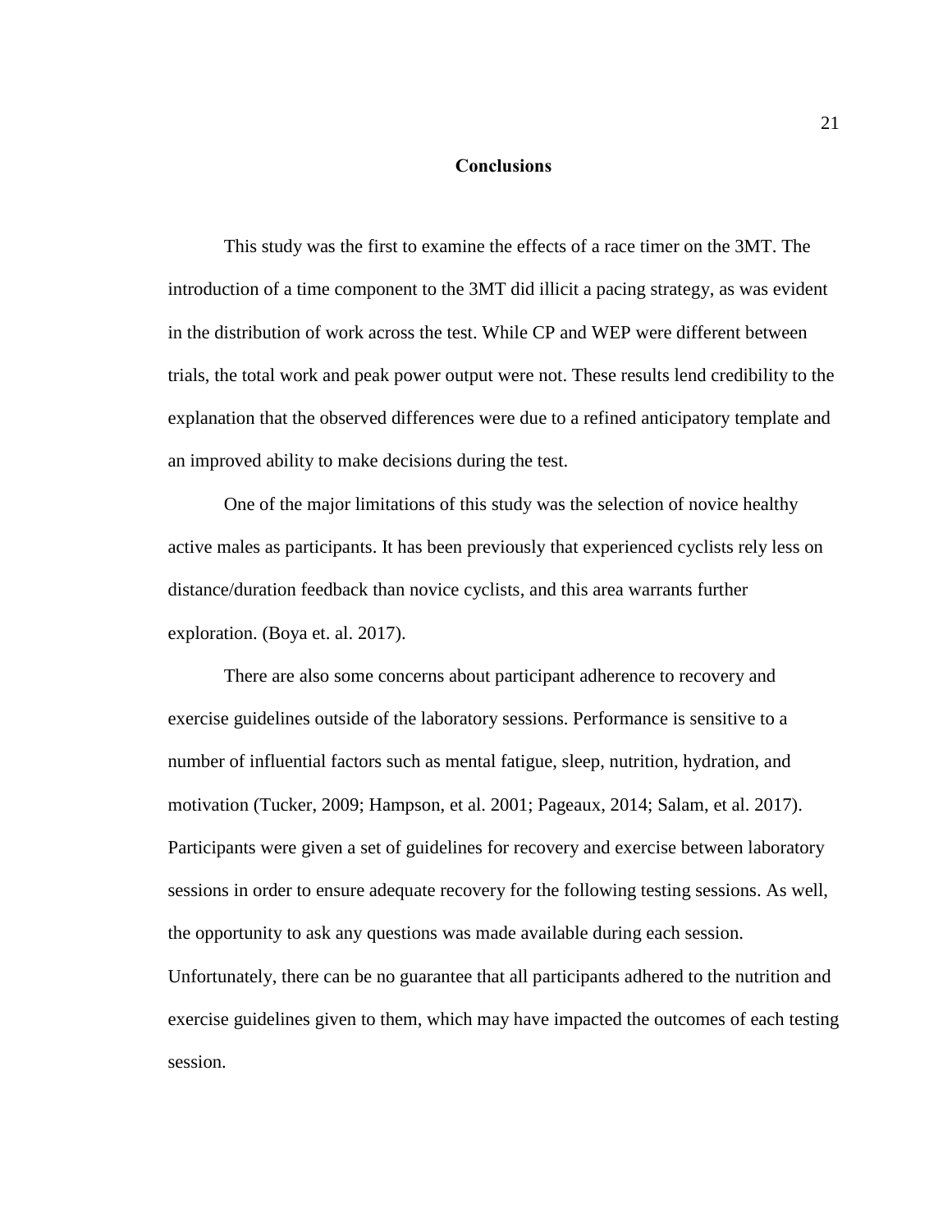# Conclusions

This study was the first to examine the effects of a race timer on the 3MT. The introduction of a time component to the 3MT did illicit a pacing strategy, as was evident in the distribution of work across the test. While CP and WEP were different between trials, the total work and peak power output were not. These results lend credibility to the explanation that the observed differences were due to a refined anticipatory template and an improved ability to make decisions during the test.

One of the major limitations of this study was the selection of novice healthy active males as participants. It has been previously that experienced cyclists rely less on distance/duration feedback than novice cyclists, and this area warrants further exploration. (Boya et. al. 2017).

There are also some concerns about participant adherence to recovery and exercise guidelines outside of the laboratory sessions. Performance is sensitive to a number of influential factors such as mental fatigue, sleep, nutrition, hydration, and motivation (Tucker, 2009; Hampson, et al. 2001; Pageaux, 2014; Salam, et al. 2017). Participants were given a set of guidelines for recovery and exercise between laboratory sessions in order to ensure adequate recovery for the following testing sessions. As well, the opportunity to ask any questions was made available during each session. Unfortunately, there can be no guarantee that all participants adhered to the nutrition and exercise guidelines given to them, which may have impacted the outcomes of each testing session.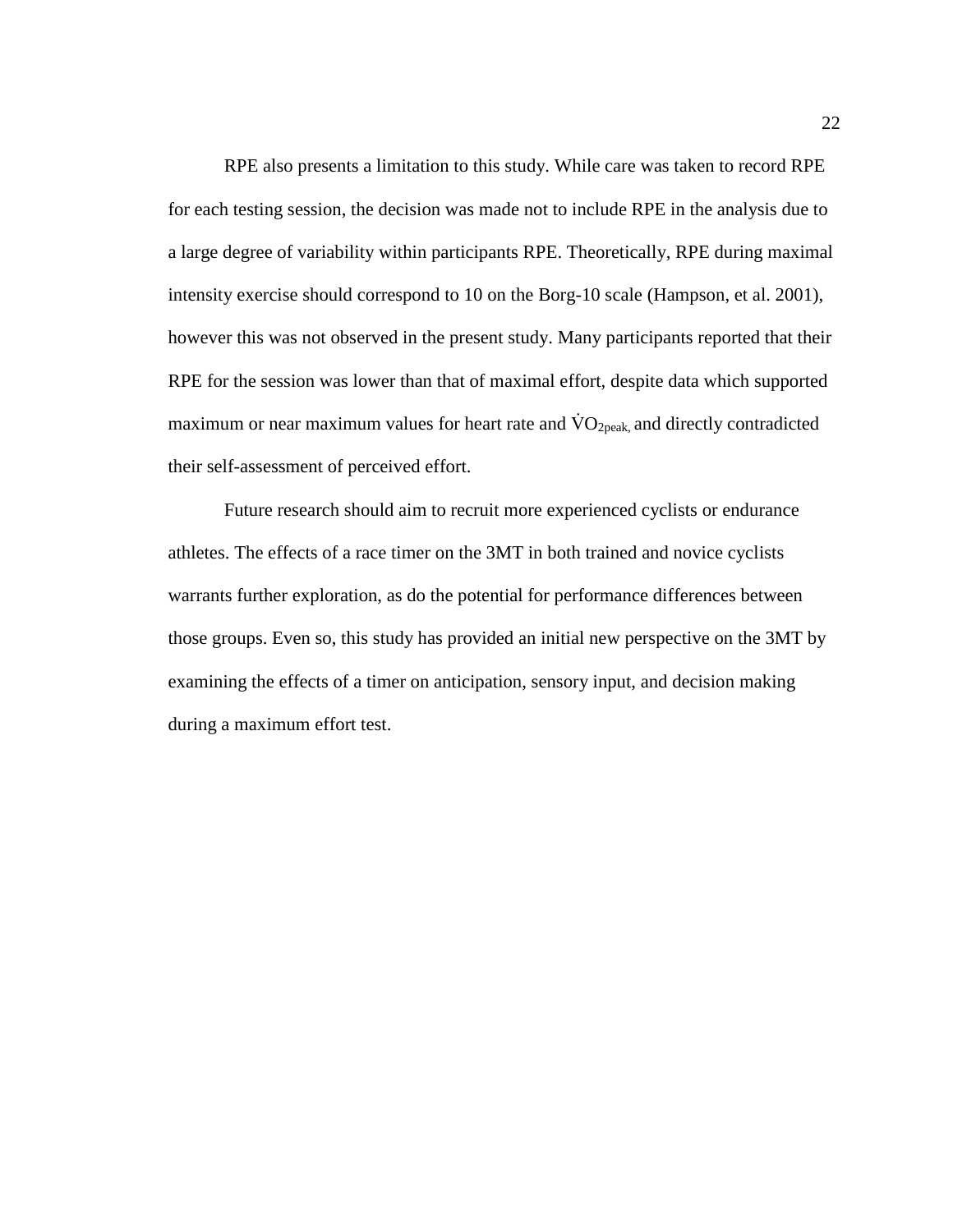RPE also presents a limitation to this study. While care was taken to record RPE for each testing session, the decision was made not to include RPE in the analysis due to a large degree of variability within participants RPE. Theoretically, RPE during maximal intensity exercise should correspond to 10 on the Borg-10 scale (Hampson, et al. 2001), however this was not observed in the present study. Many participants reported that their RPE for the session was lower than that of maximal effort, despite data which supported maximum or near maximum values for heart rate and $\dot{V}O_{2peak,}$ and directly contradicted their self-assessment of perceived effort.

Future research should aim to recruit more experienced cyclists or endurance athletes. The effects of a race timer on the 3MT in both trained and novice cyclists warrants further exploration, as do the potential for performance differences between those groups. Even so, this study has provided an initial new perspective on the 3MT by examining the effects of a timer on anticipation, sensory input, and decision making during a maximum effort test.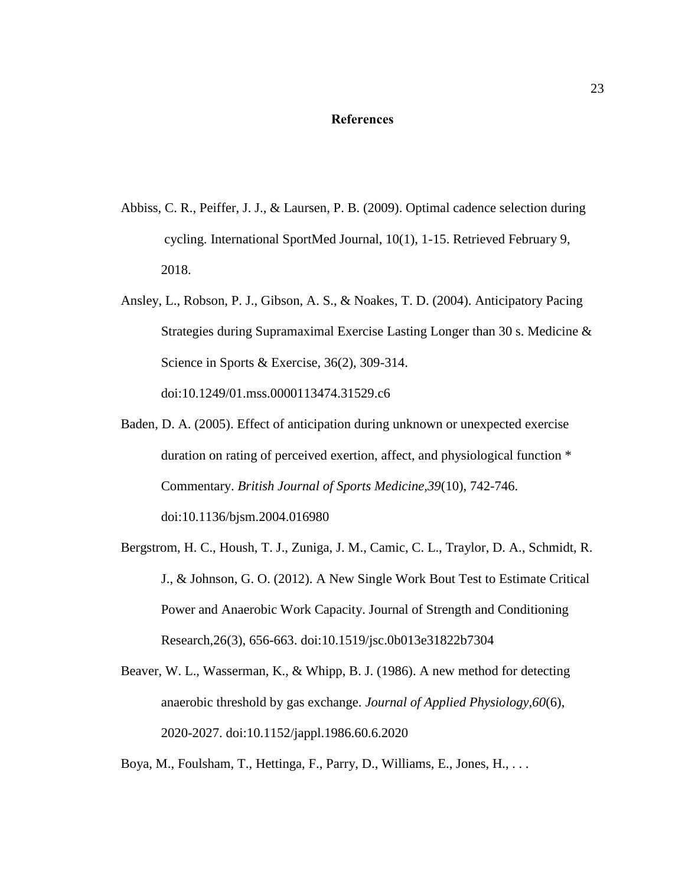# References

Abbiss, C. R., Peiffer, J. J., & Laursen, P. B. (2009). Optimal cadence selection during cycling. International SportMed Journal, 10(1), 1-15. Retrieved February 9, 2018.

Ansley, L., Robson, P. J., Gibson, A. S., & Noakes, T. D. (2004). Anticipatory Pacing Strategies during Supramaximal Exercise Lasting Longer than 30 s. Medicine & Science in Sports & Exercise, 36(2), 309-314. doi:10.1249/01.mss.0000113474.31529.c6

Baden, D. A. (2005). Effect of anticipation during unknown or unexpected exercise duration on rating of perceived exertion, affect, and physiological function * Commentary. *British Journal of Sports Medicine,39*(10), 742-746. doi:10.1136/bjsm.2004.016980

Bergstrom, H. C., Housh, T. J., Zuniga, J. M., Camic, C. L., Traylor, D. A., Schmidt, R. J., & Johnson, G. O. (2012). A New Single Work Bout Test to Estimate Critical Power and Anaerobic Work Capacity. Journal of Strength and Conditioning Research,26(3), 656-663. doi:10.1519/jsc.0b013e31822b7304

Beaver, W. L., Wasserman, K., & Whipp, B. J. (1986). A new method for detecting anaerobic threshold by gas exchange. *Journal of Applied Physiology,60*(6), 2020-2027. doi:10.1152/jappl.1986.60.6.2020

Boya, M., Foulsham, T., Hettinga, F., Parry, D., Williams, E., Jones, H., . . .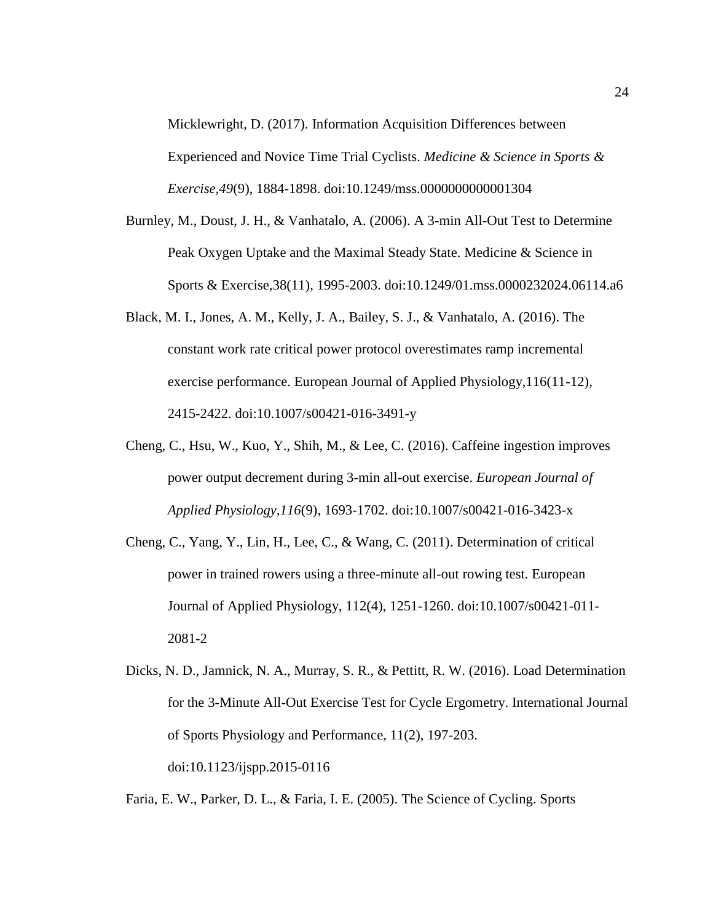Micklewright, D. (2017). Information Acquisition Differences between Experienced and Novice Time Trial Cyclists. *Medicine & Science in Sports & Exercise*,*49*(9), 1884-1898. doi:10.1249/mss.0000000000001304

Burnley, M., Doust, J. H., & Vanhatalo, A. (2006). A 3-min All-Out Test to Determine Peak Oxygen Uptake and the Maximal Steady State. Medicine & Science in Sports & Exercise,38(11), 1995-2003. doi:10.1249/01.mss.0000232024.06114.a6

Black, M. I., Jones, A. M., Kelly, J. A., Bailey, S. J., & Vanhatalo, A. (2016). The constant work rate critical power protocol overestimates ramp incremental exercise performance. European Journal of Applied Physiology,116(11-12), 2415-2422. doi:10.1007/s00421-016-3491-y

Cheng, C., Hsu, W., Kuo, Y., Shih, M., & Lee, C. (2016). Caffeine ingestion improves power output decrement during 3-min all-out exercise. *European Journal of Applied Physiology*,*116*(9), 1693-1702. doi:10.1007/s00421-016-3423-x

Cheng, C., Yang, Y., Lin, H., Lee, C., & Wang, C. (2011). Determination of critical power in trained rowers using a three-minute all-out rowing test. European Journal of Applied Physiology, 112(4), 1251-1260. doi:10.1007/s00421-011-2081-2

Dicks, N. D., Jamnick, N. A., Murray, S. R., & Pettitt, R. W. (2016). Load Determination for the 3-Minute All-Out Exercise Test for Cycle Ergometry. International Journal of Sports Physiology and Performance, 11(2), 197-203. doi:10.1123/ijspp.2015-0116

Faria, E. W., Parker, D. L., & Faria, I. E. (2005). The Science of Cycling. Sports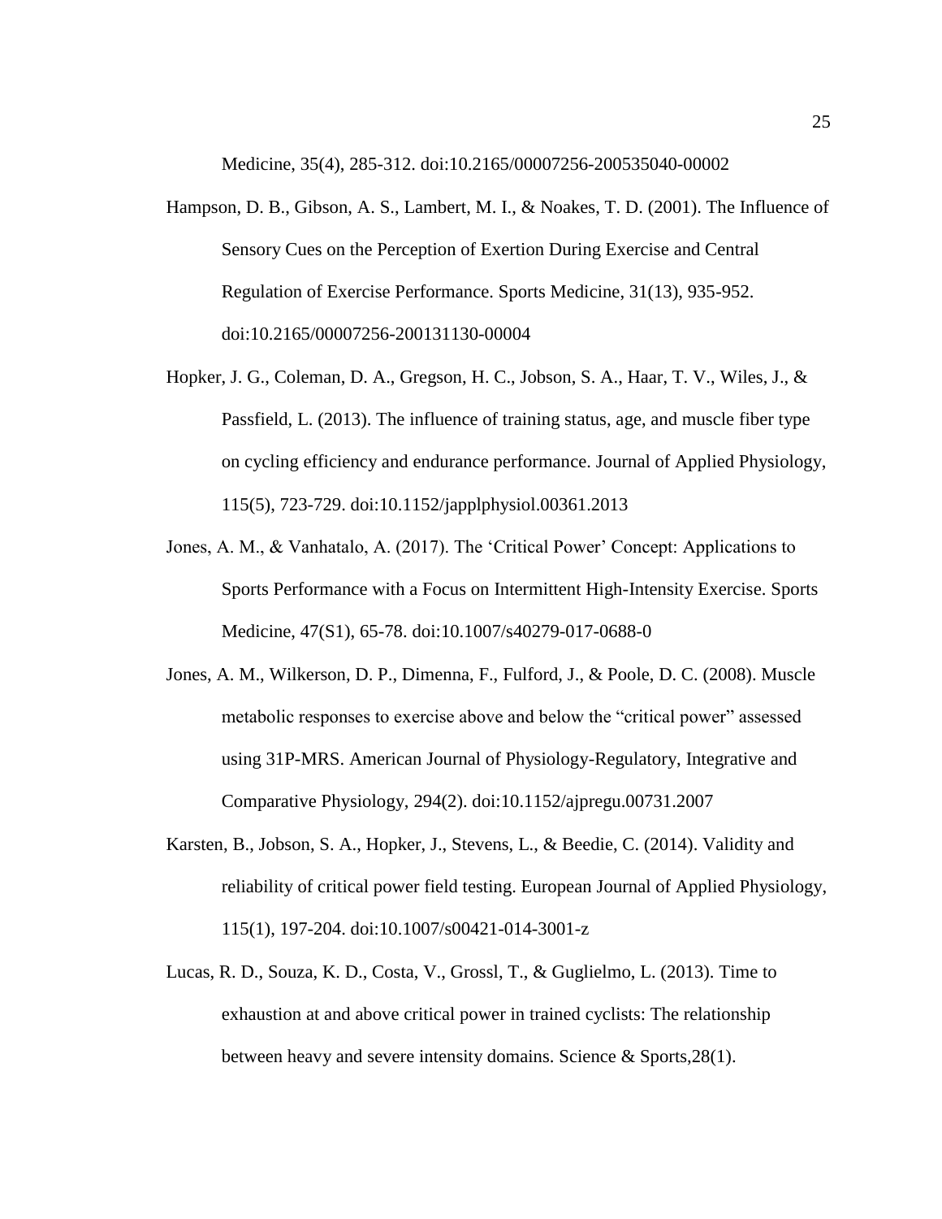Medicine, 35(4), 285-312. doi:10.2165/00007256-200535040-00002

Hampson, D. B., Gibson, A. S., Lambert, M. I., & Noakes, T. D. (2001). The Influence of Sensory Cues on the Perception of Exertion During Exercise and Central Regulation of Exercise Performance. Sports Medicine, 31(13), 935-952. doi:10.2165/00007256-200131130-00004

Hopker, J. G., Coleman, D. A., Gregson, H. C., Jobson, S. A., Haar, T. V., Wiles, J., & Passfield, L. (2013). The influence of training status, age, and muscle fiber type on cycling efficiency and endurance performance. Journal of Applied Physiology, 115(5), 723-729. doi:10.1152/japplphysiol.00361.2013

Jones, A. M., & Vanhatalo, A. (2017). The 'Critical Power' Concept: Applications to Sports Performance with a Focus on Intermittent High-Intensity Exercise. Sports Medicine, 47(S1), 65-78. doi:10.1007/s40279-017-0688-0

Jones, A. M., Wilkerson, D. P., Dimenna, F., Fulford, J., & Poole, D. C. (2008). Muscle metabolic responses to exercise above and below the "critical power" assessed using 31P-MRS. American Journal of Physiology-Regulatory, Integrative and Comparative Physiology, 294(2). doi:10.1152/ajpregu.00731.2007

Karsten, B., Jobson, S. A., Hopker, J., Stevens, L., & Beedie, C. (2014). Validity and reliability of critical power field testing. European Journal of Applied Physiology, 115(1), 197-204. doi:10.1007/s00421-014-3001-z

Lucas, R. D., Souza, K. D., Costa, V., Grossl, T., & Guglielmo, L. (2013). Time to exhaustion at and above critical power in trained cyclists: The relationship between heavy and severe intensity domains. Science & Sports,28(1).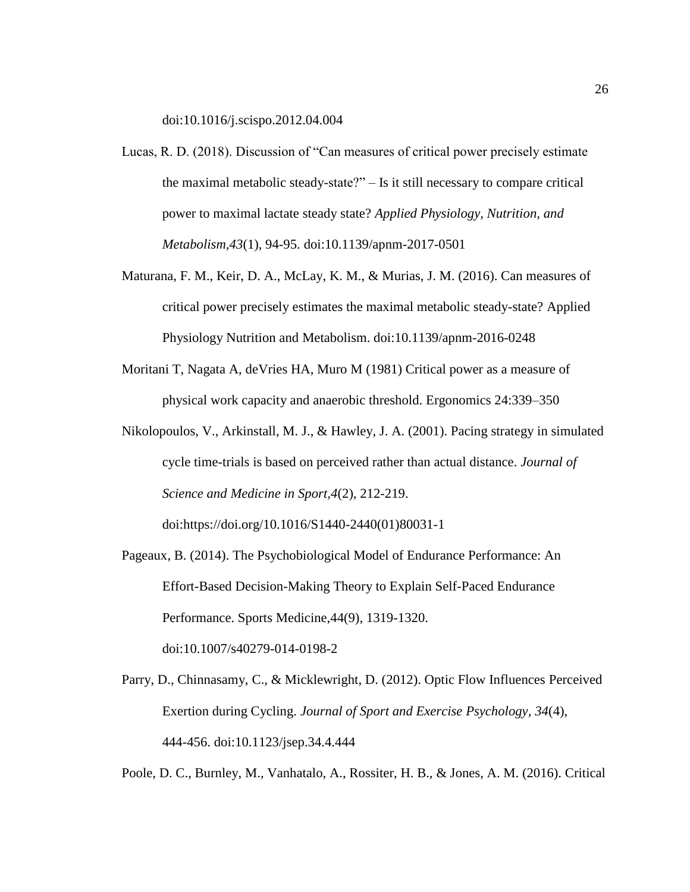doi:10.1016/j.scispo.2012.04.004

Lucas, R. D. (2018). Discussion of "Can measures of critical power precisely estimate the maximal metabolic steady-state?" – Is it still necessary to compare critical power to maximal lactate steady state? *Applied Physiology, Nutrition, and Metabolism,43*(1), 94-95. doi:10.1139/apnm-2017-0501

Maturana, F. M., Keir, D. A., McLay, K. M., & Murias, J. M. (2016). Can measures of critical power precisely estimates the maximal metabolic steady-state? Applied Physiology Nutrition and Metabolism. doi:10.1139/apnm-2016-0248

Moritani T, Nagata A, deVries HA, Muro M (1981) Critical power as a measure of physical work capacity and anaerobic threshold. Ergonomics 24:339–350

Nikolopoulos, V., Arkinstall, M. J., & Hawley, J. A. (2001). Pacing strategy in simulated cycle time-trials is based on perceived rather than actual distance. *Journal of Science and Medicine in Sport,4*(2), 212-219. doi:https://doi.org/10.1016/S1440-2440(01)80031-1

Pageaux, B. (2014). The Psychobiological Model of Endurance Performance: An Effort-Based Decision-Making Theory to Explain Self-Paced Endurance Performance. Sports Medicine,44(9), 1319-1320. doi:10.1007/s40279-014-0198-2

Parry, D., Chinnasamy, C., & Micklewright, D. (2012). Optic Flow Influences Perceived Exertion during Cycling. *Journal of Sport and Exercise Psychology, 34*(4), 444-456. doi:10.1123/jsep.34.4.444

Poole, D. C., Burnley, M., Vanhatalo, A., Rossiter, H. B., & Jones, A. M. (2016). Critical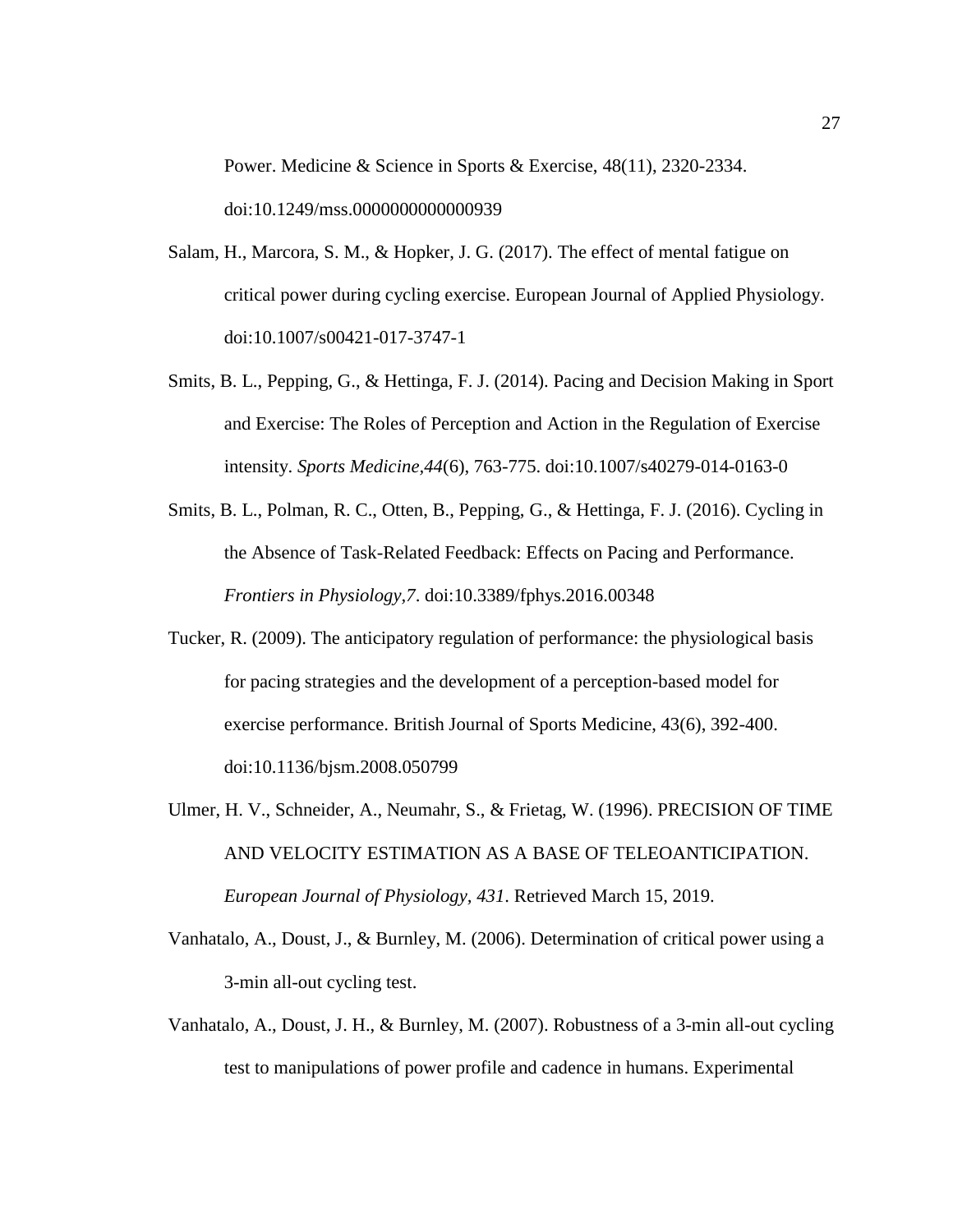Power. Medicine & Science in Sports & Exercise, 48(11), 2320-2334. doi:10.1249/mss.0000000000000939

Salam, H., Marcora, S. M., & Hopker, J. G. (2017). The effect of mental fatigue on critical power during cycling exercise. European Journal of Applied Physiology. doi:10.1007/s00421-017-3747-1

Smits, B. L., Pepping, G., & Hettinga, F. J. (2014). Pacing and Decision Making in Sport and Exercise: The Roles of Perception and Action in the Regulation of Exercise intensity. *Sports Medicine*,*44*(6), 763-775. doi:10.1007/s40279-014-0163-0

Smits, B. L., Polman, R. C., Otten, B., Pepping, G., & Hettinga, F. J. (2016). Cycling in the Absence of Task-Related Feedback: Effects on Pacing and Performance. *Frontiers in Physiology*,*7*. doi:10.3389/fphys.2016.00348

Tucker, R. (2009). The anticipatory regulation of performance: the physiological basis for pacing strategies and the development of a perception-based model for exercise performance. British Journal of Sports Medicine, 43(6), 392-400. doi:10.1136/bjsm.2008.050799

Ulmer, H. V., Schneider, A., Neumahr, S., & Frietag, W. (1996). PRECISION OF TIME AND VELOCITY ESTIMATION AS A BASE OF TELEOANTICIPATION. *European Journal of Physiology, 431*. Retrieved March 15, 2019.

Vanhatalo, A., Doust, J., & Burnley, M. (2006). Determination of critical power using a 3-min all-out cycling test.

Vanhatalo, A., Doust, J. H., & Burnley, M. (2007). Robustness of a 3-min all-out cycling test to manipulations of power profile and cadence in humans. Experimental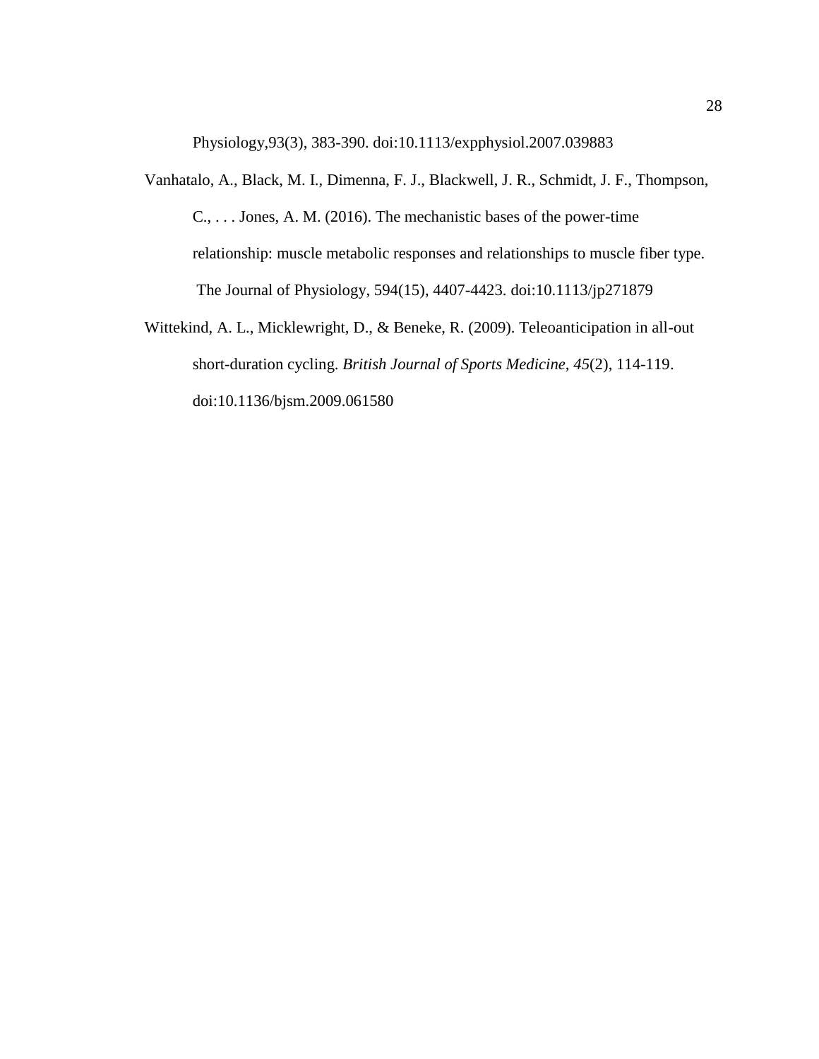Physiology,93(3), 383-390. doi:10.1113/expphysiol.2007.039883

Vanhatalo, A., Black, M. I., Dimenna, F. J., Blackwell, J. R., Schmidt, J. F., Thompson, C., . . . Jones, A. M. (2016). The mechanistic bases of the power-time relationship: muscle metabolic responses and relationships to muscle fiber type. The Journal of Physiology, 594(15), 4407-4423. doi:10.1113/jp271879

Wittekind, A. L., Micklewright, D., & Beneke, R. (2009). Teleoanticipation in all-out short-duration cycling. *British Journal of Sports Medicine, 45*(2), 114-119. doi:10.1136/bjsm.2009.061580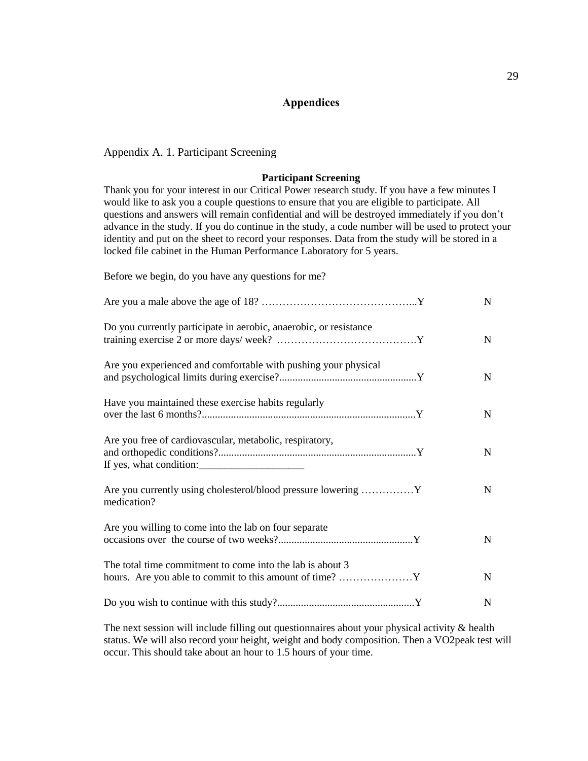# Appendices

Appendix A. 1. Participant Screening

**Participant Screening**

Thank you for your interest in our Critical Power research study. If you have a few minutes I would like to ask you a couple questions to ensure that you are eligible to participate. All questions and answers will remain confidential and will be destroyed immediately if you don't advance in the study. If you do continue in the study, a code number will be used to protect your identity and put on the sheet to record your responses. Data from the study will be stored in a locked file cabinet in the Human Performance Laboratory for 5 years.

Before we begin, do you have any questions for me?

Are you a male above the age of 18? ……………………………………...Y N

Do you currently participate in aerobic, anaerobic, or resistance training exercise 2 or more days/ week? ………………………………….Y N

Are you experienced and comfortable with pushing your physical and psychological limits during exercise?...................................................Y N

Have you maintained these exercise habits regularly over the last 6 months?................................................................................Y N

Are you free of cardiovascular, metabolic, respiratory, and orthopedic conditions?..........................................................................Y N
If yes, what condition:____________________

Are you currently using cholesterol/blood pressure lowering ……………Y N
medication?

Are you willing to come into the lab on four separate occasions over the course of two weeks?..................................................Y N

The total time commitment to come into the lab is about 3 hours. Are you able to commit to this amount of time? …………………Y N

Do you wish to continue with this study?...................................................Y N

The next session will include filling out questionnaires about your physical activity & health status. We will also record your height, weight and body composition. Then a VO2peak test will occur. This should take about an hour to 1.5 hours of your time.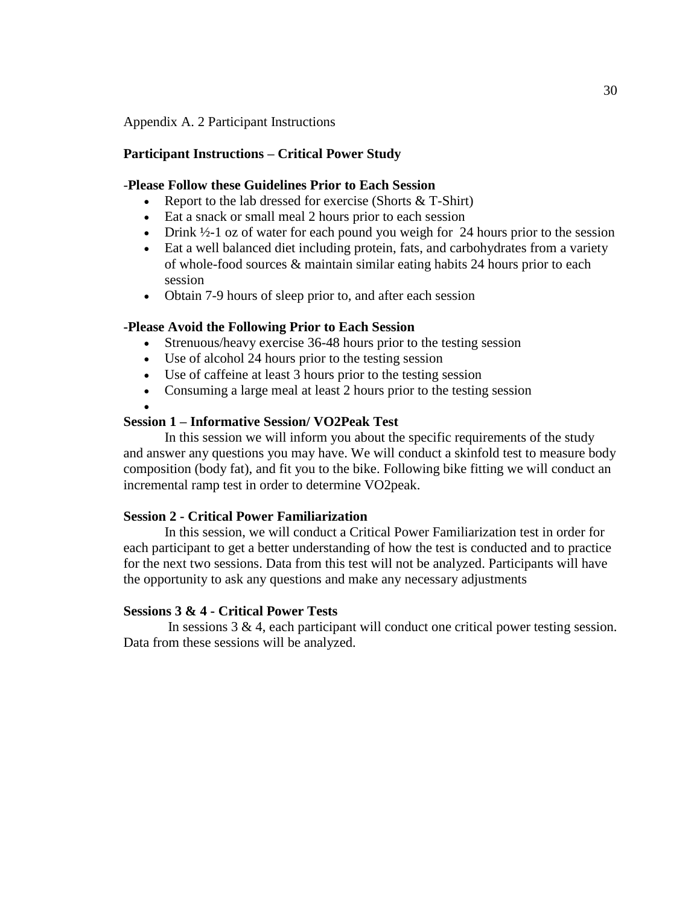Appendix A. 2 Participant Instructions

**Participant Instructions – Critical Power Study**

-**Please Follow these Guidelines Prior to Each Session**

- Report to the lab dressed for exercise (Shorts & T-Shirt)
- Eat a snack or small meal 2 hours prior to each session
- Drink ½-1 oz of water for each pound you weigh for 24 hours prior to the session
- Eat a well balanced diet including protein, fats, and carbohydrates from a variety of whole-food sources & maintain similar eating habits 24 hours prior to each session
- Obtain 7-9 hours of sleep prior to, and after each session

**-Please Avoid the Following Prior to Each Session**

- Strenuous/heavy exercise 36-48 hours prior to the testing session
- Use of alcohol 24 hours prior to the testing session
- Use of caffeine at least 3 hours prior to the testing session
- Consuming a large meal at least 2 hours prior to the testing session

**Session 1 – Informative Session/ VO2Peak Test**

In this session we will inform you about the specific requirements of the study and answer any questions you may have. We will conduct a skinfold test to measure body composition (body fat), and fit you to the bike. Following bike fitting we will conduct an incremental ramp test in order to determine VO2peak.

**Session 2 - Critical Power Familiarization**

In this session, we will conduct a Critical Power Familiarization test in order for each participant to get a better understanding of how the test is conducted and to practice for the next two sessions. Data from this test will not be analyzed. Participants will have the opportunity to ask any questions and make any necessary adjustments

**Sessions 3 & 4 - Critical Power Tests**

In sessions 3 & 4, each participant will conduct one critical power testing session. Data from these sessions will be analyzed.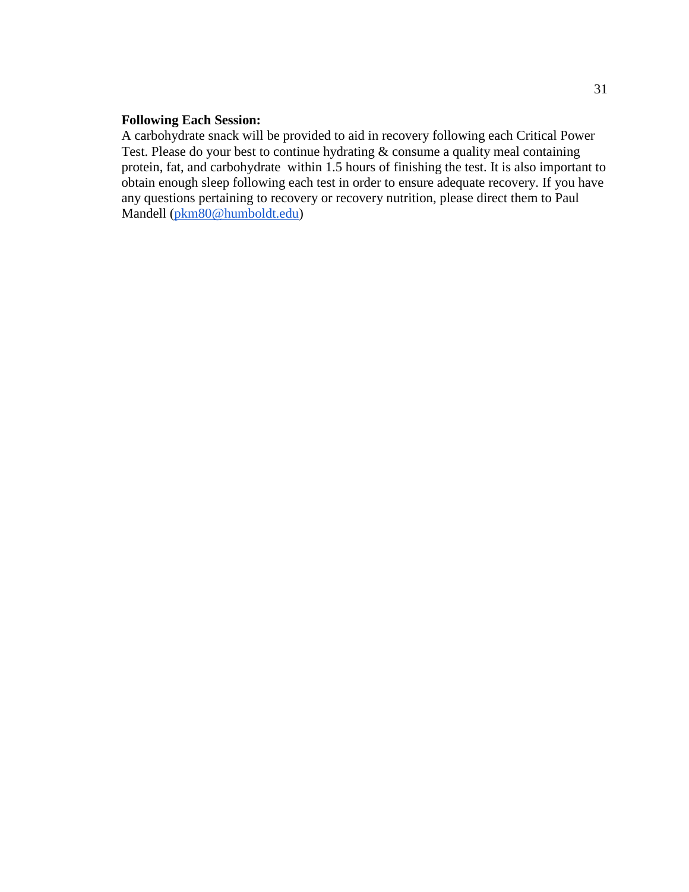**Following Each Session:**

A carbohydrate snack will be provided to aid in recovery following each Critical Power Test. Please do your best to continue hydrating & consume a quality meal containing protein, fat, and carbohydrate within 1.5 hours of finishing the test. It is also important to obtain enough sleep following each test in order to ensure adequate recovery. If you have any questions pertaining to recovery or recovery nutrition, please direct them to Paul Mandell (pkm80@humboldt.edu)